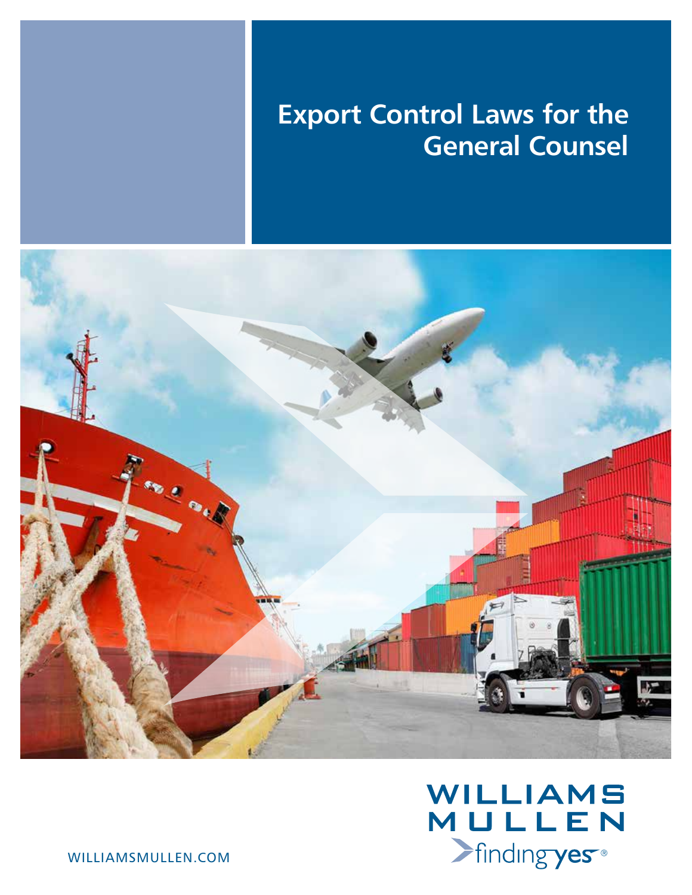# Export Control Laws for the General Counsel

WILLIAMS MULLEN

finding yes®

WILLIAMSMULLEN.COM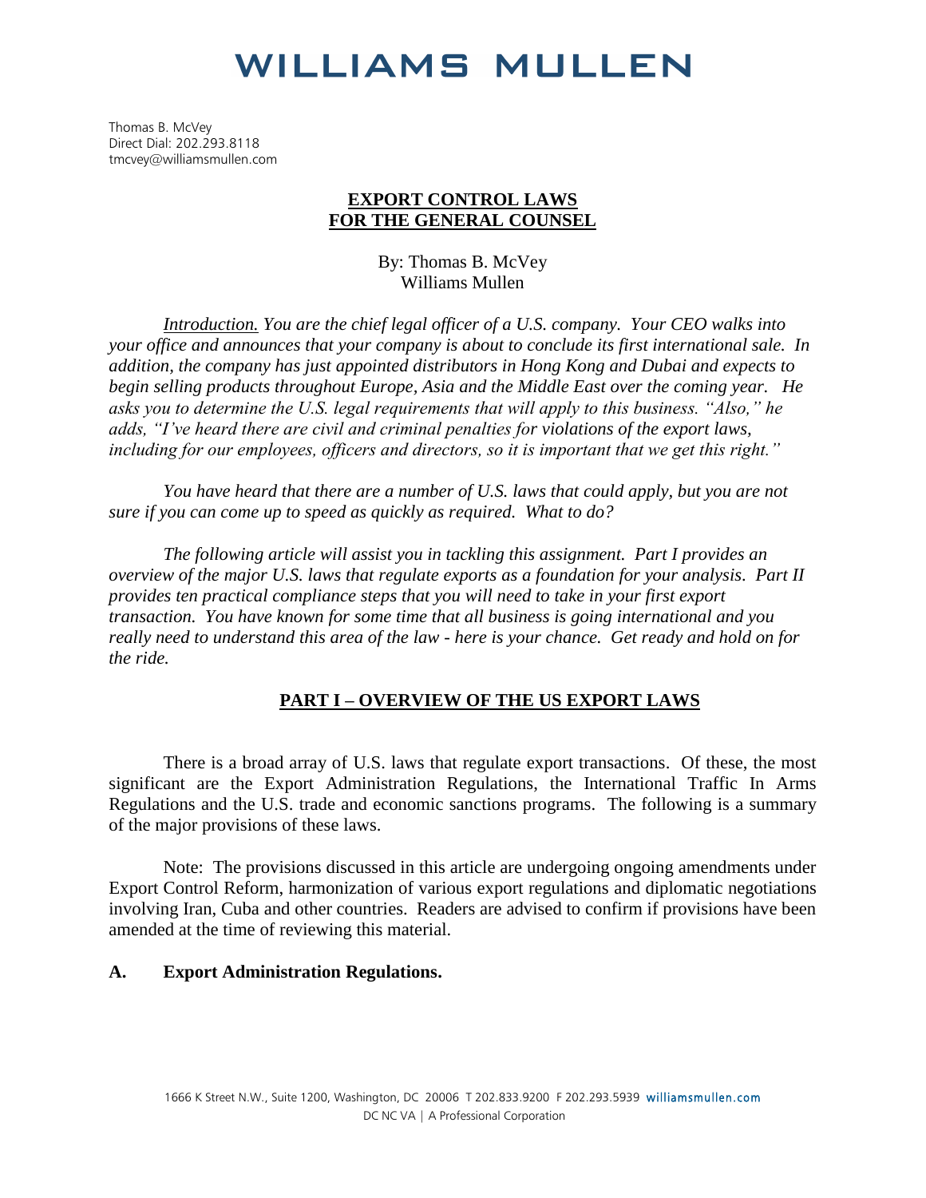# WILLIAMS MULLEN

Thomas B. McVey
Direct Dial: 202.293.8118
tmcvey@williamsmullen.com

## EXPORT CONTROL LAWS FOR THE GENERAL COUNSEL

By: Thomas B. McVey
Williams Mullen

*Introduction. You are the chief legal officer of a U.S. company. Your CEO walks into your office and announces that your company is about to conclude its first international sale. In addition, the company has just appointed distributors in Hong Kong and Dubai and expects to begin selling products throughout Europe, Asia and the Middle East over the coming year. He asks you to determine the U.S. legal requirements that will apply to this business. "Also," he adds, "I've heard there are civil and criminal penalties for violations of the export laws, including for our employees, officers and directors, so it is important that we get this right."*

*You have heard that there are a number of U.S. laws that could apply, but you are not sure if you can come up to speed as quickly as required. What to do?*

*The following article will assist you in tackling this assignment. Part I provides an overview of the major U.S. laws that regulate exports as a foundation for your analysis. Part II provides ten practical compliance steps that you will need to take in your first export transaction. You have known for some time that all business is going international and you really need to understand this area of the law - here is your chance. Get ready and hold on for the ride.*

## PART I – OVERVIEW OF THE US EXPORT LAWS

There is a broad array of U.S. laws that regulate export transactions. Of these, the most significant are the Export Administration Regulations, the International Traffic In Arms Regulations and the U.S. trade and economic sanctions programs. The following is a summary of the major provisions of these laws.

Note: The provisions discussed in this article are undergoing ongoing amendments under Export Control Reform, harmonization of various export regulations and diplomatic negotiations involving Iran, Cuba and other countries. Readers are advised to confirm if provisions have been amended at the time of reviewing this material.

### A. Export Administration Regulations.

1666 K Street N.W., Suite 1200, Washington, DC 20006 T 202.833.9200 F 202.293.5939 williamsmullen.com
DC NC VA | A Professional Corporation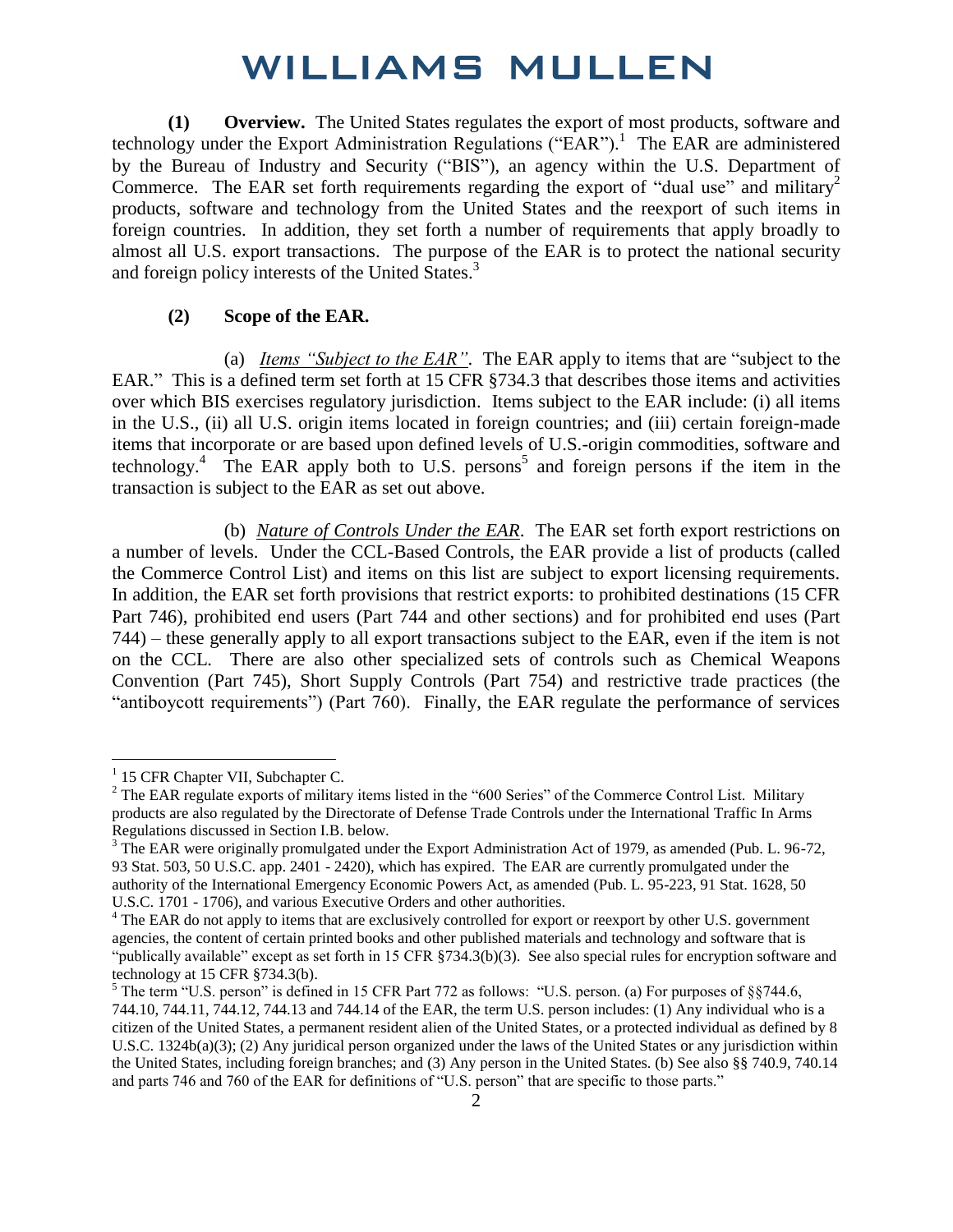**(1) Overview.** The United States regulates the export of most products, software and technology under the Export Administration Regulations ("EAR").[1] The EAR are administered by the Bureau of Industry and Security ("BIS"), an agency within the U.S. Department of Commerce. The EAR set forth requirements regarding the export of "dual use" and military[2] products, software and technology from the United States and the reexport of such items in foreign countries. In addition, they set forth a number of requirements that apply broadly to almost all U.S. export transactions. The purpose of the EAR is to protect the national security and foreign policy interests of the United States.[3]

**(2) Scope of the EAR.**

(a) *Items "Subject to the EAR"*. The EAR apply to items that are "subject to the EAR." This is a defined term set forth at 15 CFR §734.3 that describes those items and activities over which BIS exercises regulatory jurisdiction. Items subject to the EAR include: (i) all items in the U.S., (ii) all U.S. origin items located in foreign countries; and (iii) certain foreign-made items that incorporate or are based upon defined levels of U.S.-origin commodities, software and technology.[4] The EAR apply both to U.S. persons[5] and foreign persons if the item in the transaction is subject to the EAR as set out above.

(b) *Nature of Controls Under the EAR*. The EAR set forth export restrictions on a number of levels. Under the CCL-Based Controls, the EAR provide a list of products (called the Commerce Control List) and items on this list are subject to export licensing requirements. In addition, the EAR set forth provisions that restrict exports: to prohibited destinations (15 CFR Part 746), prohibited end users (Part 744 and other sections) and for prohibited end uses (Part 744) – these generally apply to all export transactions subject to the EAR, even if the item is not on the CCL. There are also other specialized sets of controls such as Chemical Weapons Convention (Part 745), Short Supply Controls (Part 754) and restrictive trade practices (the "antiboycott requirements") (Part 760). Finally, the EAR regulate the performance of services

---

[1] 15 CFR Chapter VII, Subchapter C.

[2] The EAR regulate exports of military items listed in the "600 Series" of the Commerce Control List. Military products are also regulated by the Directorate of Defense Trade Controls under the International Traffic In Arms Regulations discussed in Section I.B. below.

[3] The EAR were originally promulgated under the Export Administration Act of 1979, as amended (Pub. L. 96-72, 93 Stat. 503, 50 U.S.C. app. 2401 - 2420), which has expired. The EAR are currently promulgated under the authority of the International Emergency Economic Powers Act, as amended (Pub. L. 95-223, 91 Stat. 1628, 50 U.S.C. 1701 - 1706), and various Executive Orders and other authorities.

[4] The EAR do not apply to items that are exclusively controlled for export or reexport by other U.S. government agencies, the content of certain printed books and other published materials and technology and software that is "publically available" except as set forth in 15 CFR §734.3(b)(3). See also special rules for encryption software and technology at 15 CFR §734.3(b).

[5] The term "U.S. person" is defined in 15 CFR Part 772 as follows: "U.S. person. (a) For purposes of §§744.6, 744.10, 744.11, 744.12, 744.13 and 744.14 of the EAR, the term U.S. person includes: (1) Any individual who is a citizen of the United States, a permanent resident alien of the United States, or a protected individual as defined by 8 U.S.C. 1324b(a)(3); (2) Any juridical person organized under the laws of the United States or any jurisdiction within the United States, including foreign branches; and (3) Any person in the United States. (b) See also §§ 740.9, 740.14 and parts 746 and 760 of the EAR for definitions of "U.S. person" that are specific to those parts."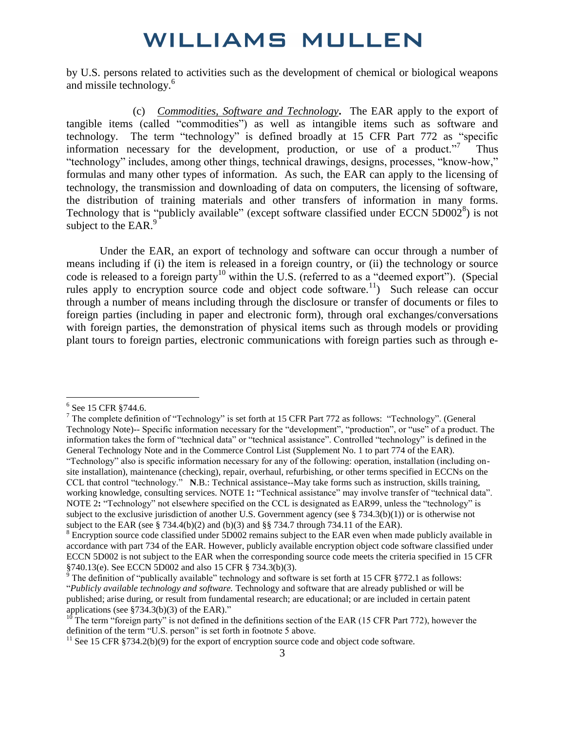by U.S. persons related to activities such as the development of chemical or biological weapons and missile technology.[6]

(c) ***Commodities, Software and Technology*.** The EAR apply to the export of tangible items (called "commodities") as well as intangible items such as software and technology. The term "technology" is defined broadly at 15 CFR Part 772 as "specific information necessary for the development, production, or use of a product."[7] Thus "technology" includes, among other things, technical drawings, designs, processes, "know-how," formulas and many other types of information. As such, the EAR can apply to the licensing of technology, the transmission and downloading of data on computers, the licensing of software, the distribution of training materials and other transfers of information in many forms. Technology that is "publicly available" (except software classified under ECCN 5D002[8]) is not subject to the EAR.[9]

Under the EAR, an export of technology and software can occur through a number of means including if (i) the item is released in a foreign country, or (ii) the technology or source code is released to a foreign party[10] within the U.S. (referred to as a "deemed export"). (Special rules apply to encryption source code and object code software.[11]) Such release can occur through a number of means including through the disclosure or transfer of documents or files to foreign parties (including in paper and electronic form), through oral exchanges/conversations with foreign parties, the demonstration of physical items such as through models or providing plant tours to foreign parties, electronic communications with foreign parties such as through e-

---

[6] See 15 CFR §744.6.

[7] The complete definition of "Technology" is set forth at 15 CFR Part 772 as follows: "Technology". (General Technology Note)-- Specific information necessary for the "development", "production", or "use" of a product. The information takes the form of "technical data" or "technical assistance". Controlled "technology" is defined in the General Technology Note and in the Commerce Control List (Supplement No. 1 to part 774 of the EAR). "Technology" also is specific information necessary for any of the following: operation, installation (including on-site installation), maintenance (checking), repair, overhaul, refurbishing, or other terms specified in ECCNs on the CCL that control "technology." **N**.B.: Technical assistance--May take forms such as instruction, skills training, working knowledge, consulting services. NOTE 1**:** "Technical assistance" may involve transfer of "technical data". NOTE 2**:** "Technology" not elsewhere specified on the CCL is designated as EAR99, unless the "technology" is subject to the exclusive jurisdiction of another U.S. Government agency (see § 734.3(b)(1)) or is otherwise not subject to the EAR (see § 734.4(b)(2) and (b)(3) and §§ 734.7 through 734.11 of the EAR).

[8] Encryption source code classified under 5D002 remains subject to the EAR even when made publicly available in accordance with part 734 of the EAR. However, publicly available encryption object code software classified under ECCN 5D002 is not subject to the EAR when the corresponding source code meets the criteria specified in 15 CFR §740.13(e). See ECCN 5D002 and also 15 CFR § 734.3(b)(3).

[9] The definition of "publically available" technology and software is set forth at 15 CFR §772.1 as follows: "*Publicly available technology and software.* Technology and software that are already published or will be published; arise during, or result from fundamental research; are educational; or are included in certain patent applications (see §734.3(b)(3) of the EAR)."

[10] The term "foreign party" is not defined in the definitions section of the EAR (15 CFR Part 772), however the definition of the term "U.S. person" is set forth in footnote 5 above.

[11] See 15 CFR §734.2(b)(9) for the export of encryption source code and object code software.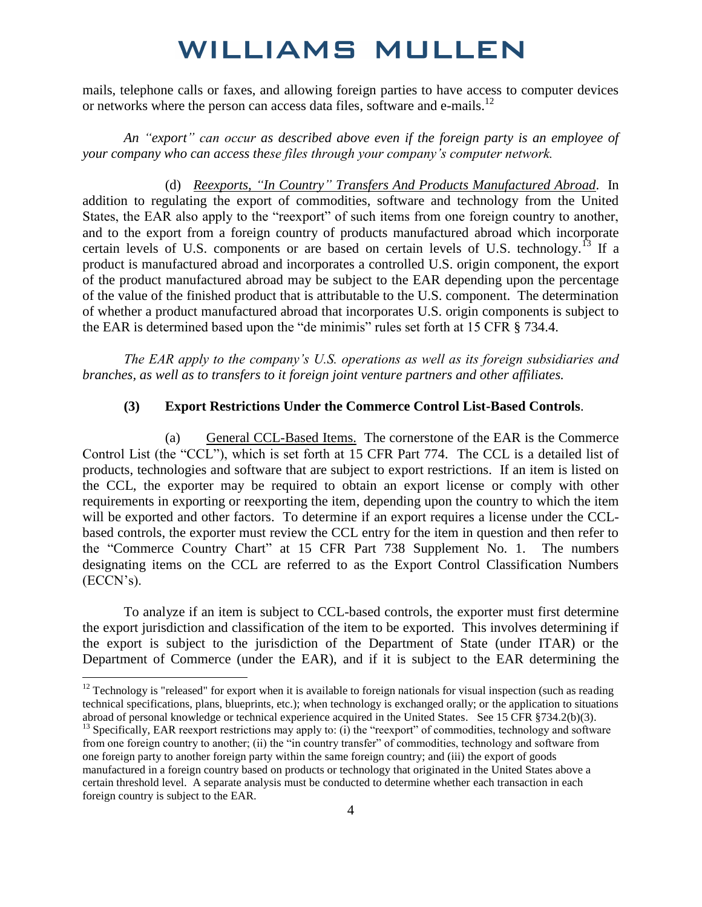mails, telephone calls or faxes, and allowing foreign parties to have access to computer devices or networks where the person can access data files, software and e-mails.[12]

*An "export" can occur as described above even if the foreign party is an employee of your company who can access these files through your company's computer network.*

(d) *Reexports, "In Country" Transfers And Products Manufactured Abroad*. In addition to regulating the export of commodities, software and technology from the United States, the EAR also apply to the "reexport" of such items from one foreign country to another, and to the export from a foreign country of products manufactured abroad which incorporate certain levels of U.S. components or are based on certain levels of U.S. technology.[13] If a product is manufactured abroad and incorporates a controlled U.S. origin component, the export of the product manufactured abroad may be subject to the EAR depending upon the percentage of the value of the finished product that is attributable to the U.S. component. The determination of whether a product manufactured abroad that incorporates U.S. origin components is subject to the EAR is determined based upon the "de minimis" rules set forth at 15 CFR § 734.4.

*The EAR apply to the company's U.S. operations as well as its foreign subsidiaries and branches, as well as to transfers to it foreign joint venture partners and other affiliates.*

**(3) Export Restrictions Under the Commerce Control List-Based Controls**.

(a) General CCL-Based Items. The cornerstone of the EAR is the Commerce Control List (the "CCL"), which is set forth at 15 CFR Part 774. The CCL is a detailed list of products, technologies and software that are subject to export restrictions. If an item is listed on the CCL, the exporter may be required to obtain an export license or comply with other requirements in exporting or reexporting the item, depending upon the country to which the item will be exported and other factors. To determine if an export requires a license under the CCL-based controls, the exporter must review the CCL entry for the item in question and then refer to the "Commerce Country Chart" at 15 CFR Part 738 Supplement No. 1. The numbers designating items on the CCL are referred to as the Export Control Classification Numbers (ECCN's).

To analyze if an item is subject to CCL-based controls, the exporter must first determine the export jurisdiction and classification of the item to be exported. This involves determining if the export is subject to the jurisdiction of the Department of State (under ITAR) or the Department of Commerce (under the EAR), and if it is subject to the EAR determining the

---

[12] Technology is "released" for export when it is available to foreign nationals for visual inspection (such as reading technical specifications, plans, blueprints, etc.); when technology is exchanged orally; or the application to situations abroad of personal knowledge or technical experience acquired in the United States. See 15 CFR §734.2(b)(3).

[13] Specifically, EAR reexport restrictions may apply to: (i) the "reexport" of commodities, technology and software from one foreign country to another; (ii) the "in country transfer" of commodities, technology and software from one foreign party to another foreign party within the same foreign country; and (iii) the export of goods manufactured in a foreign country based on products or technology that originated in the United States above a certain threshold level. A separate analysis must be conducted to determine whether each transaction in each foreign country is subject to the EAR.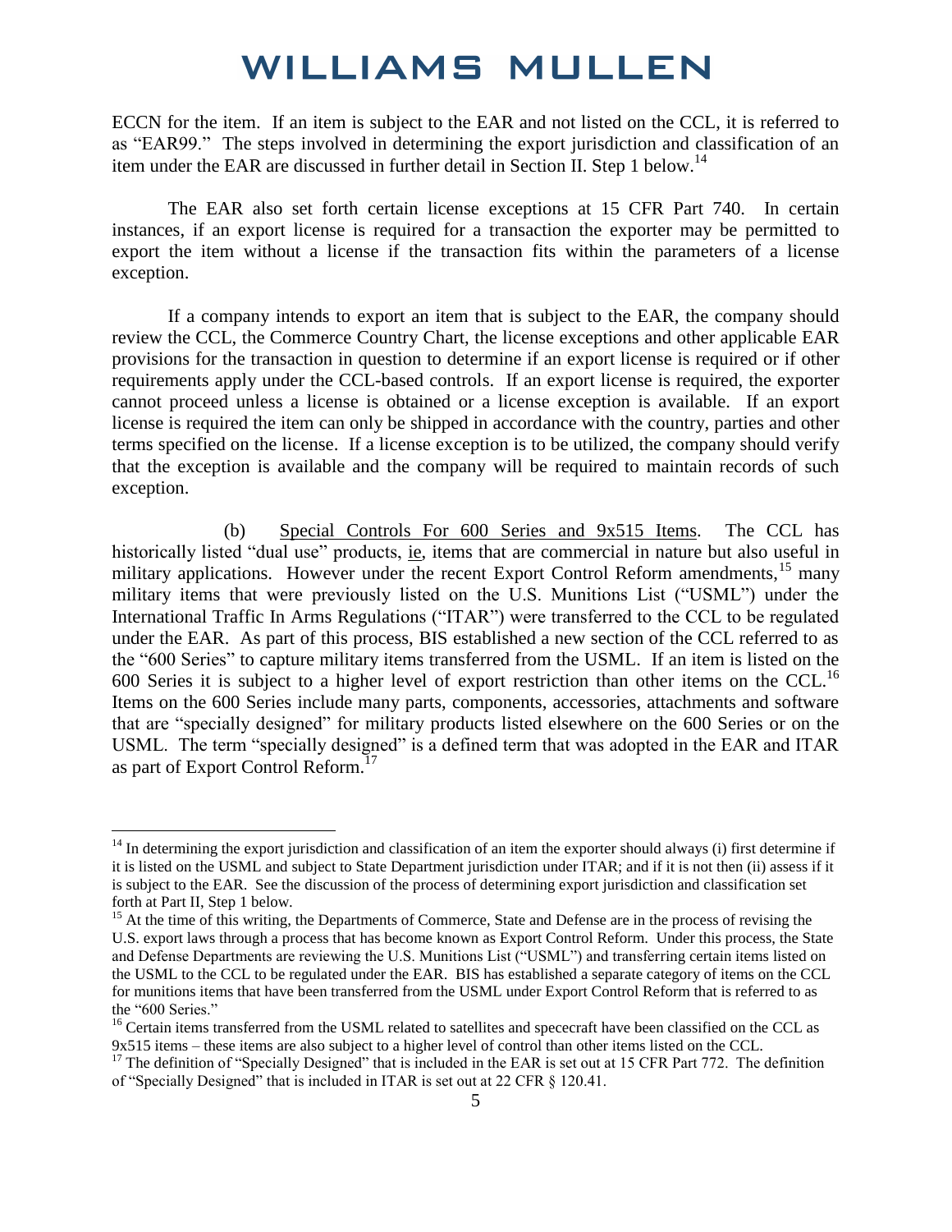ECCN for the item. If an item is subject to the EAR and not listed on the CCL, it is referred to as "EAR99." The steps involved in determining the export jurisdiction and classification of an item under the EAR are discussed in further detail in Section II. Step 1 below.[14]

The EAR also set forth certain license exceptions at 15 CFR Part 740. In certain instances, if an export license is required for a transaction the exporter may be permitted to export the item without a license if the transaction fits within the parameters of a license exception.

If a company intends to export an item that is subject to the EAR, the company should review the CCL, the Commerce Country Chart, the license exceptions and other applicable EAR provisions for the transaction in question to determine if an export license is required or if other requirements apply under the CCL-based controls. If an export license is required, the exporter cannot proceed unless a license is obtained or a license exception is available. If an export license is required the item can only be shipped in accordance with the country, parties and other terms specified on the license. If a license exception is to be utilized, the company should verify that the exception is available and the company will be required to maintain records of such exception.

(b) Special Controls For 600 Series and 9x515 Items. The CCL has historically listed "dual use" products, ie, items that are commercial in nature but also useful in military applications. However under the recent Export Control Reform amendments,[15] many military items that were previously listed on the U.S. Munitions List ("USML") under the International Traffic In Arms Regulations ("ITAR") were transferred to the CCL to be regulated under the EAR. As part of this process, BIS established a new section of the CCL referred to as the "600 Series" to capture military items transferred from the USML. If an item is listed on the 600 Series it is subject to a higher level of export restriction than other items on the CCL.[16] Items on the 600 Series include many parts, components, accessories, attachments and software that are "specially designed" for military products listed elsewhere on the 600 Series or on the USML. The term "specially designed" is a defined term that was adopted in the EAR and ITAR as part of Export Control Reform.[17]

---

[14] In determining the export jurisdiction and classification of an item the exporter should always (i) first determine if it is listed on the USML and subject to State Department jurisdiction under ITAR; and if it is not then (ii) assess if it is subject to the EAR. See the discussion of the process of determining export jurisdiction and classification set forth at Part II, Step 1 below.

[15] At the time of this writing, the Departments of Commerce, State and Defense are in the process of revising the U.S. export laws through a process that has become known as Export Control Reform. Under this process, the State and Defense Departments are reviewing the U.S. Munitions List ("USML") and transferring certain items listed on the USML to the CCL to be regulated under the EAR. BIS has established a separate category of items on the CCL for munitions items that have been transferred from the USML under Export Control Reform that is referred to as the "600 Series."

[16] Certain items transferred from the USML related to satellites and spececraft have been classified on the CCL as 9x515 items – these items are also subject to a higher level of control than other items listed on the CCL.

[17] The definition of "Specially Designed" that is included in the EAR is set out at 15 CFR Part 772. The definition of "Specially Designed" that is included in ITAR is set out at 22 CFR § 120.41.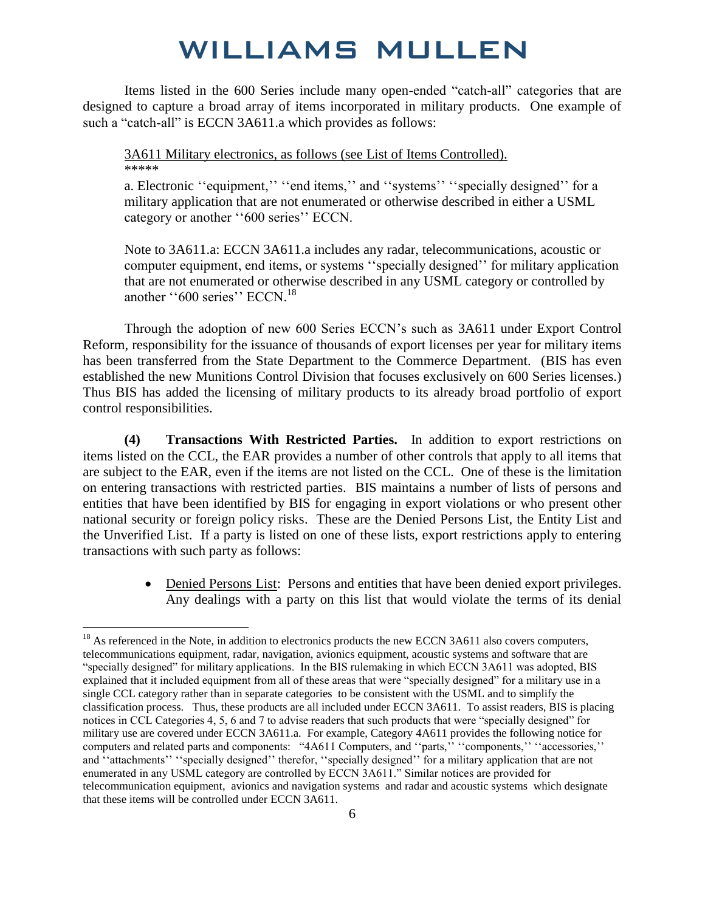Items listed in the 600 Series include many open-ended "catch-all" categories that are designed to capture a broad array of items incorporated in military products. One example of such a "catch-all" is ECCN 3A611.a which provides as follows:

> 3A611 Military electronics, as follows (see List of Items Controlled).
> *****
> a. Electronic ''equipment,'' ''end items,'' and ''systems'' ''specially designed'' for a military application that are not enumerated or otherwise described in either a USML category or another ''600 series'' ECCN.
>
> Note to 3A611.a: ECCN 3A611.a includes any radar, telecommunications, acoustic or computer equipment, end items, or systems ''specially designed'' for military application that are not enumerated or otherwise described in any USML category or controlled by another ''600 series'' ECCN.[18]

Through the adoption of new 600 Series ECCN's such as 3A611 under Export Control Reform, responsibility for the issuance of thousands of export licenses per year for military items has been transferred from the State Department to the Commerce Department. (BIS has even established the new Munitions Control Division that focuses exclusively on 600 Series licenses.) Thus BIS has added the licensing of military products to its already broad portfolio of export control responsibilities.

**(4) Transactions With Restricted Parties.** In addition to export restrictions on items listed on the CCL, the EAR provides a number of other controls that apply to all items that are subject to the EAR, even if the items are not listed on the CCL. One of these is the limitation on entering transactions with restricted parties. BIS maintains a number of lists of persons and entities that have been identified by BIS for engaging in export violations or who present other national security or foreign policy risks. These are the Denied Persons List, the Entity List and the Unverified List. If a party is listed on one of these lists, export restrictions apply to entering transactions with such party as follows:

- Denied Persons List: Persons and entities that have been denied export privileges. Any dealings with a party on this list that would violate the terms of its denial

---

[18] As referenced in the Note, in addition to electronics products the new ECCN 3A611 also covers computers, telecommunications equipment, radar, navigation, avionics equipment, acoustic systems and software that are "specially designed" for military applications. In the BIS rulemaking in which ECCN 3A611 was adopted, BIS explained that it included equipment from all of these areas that were "specially designed" for a military use in a single CCL category rather than in separate categories to be consistent with the USML and to simplify the classification process. Thus, these products are all included under ECCN 3A611. To assist readers, BIS is placing notices in CCL Categories 4, 5, 6 and 7 to advise readers that such products that were "specially designed" for military use are covered under ECCN 3A611.a. For example, Category 4A611 provides the following notice for computers and related parts and components: "4A611 Computers, and ''parts,'' ''components,'' ''accessories,'' and ''attachments'' ''specially designed'' therefor, ''specially designed'' for a military application that are not enumerated in any USML category are controlled by ECCN 3A611." Similar notices are provided for telecommunication equipment, avionics and navigation systems and radar and acoustic systems which designate that these items will be controlled under ECCN 3A611.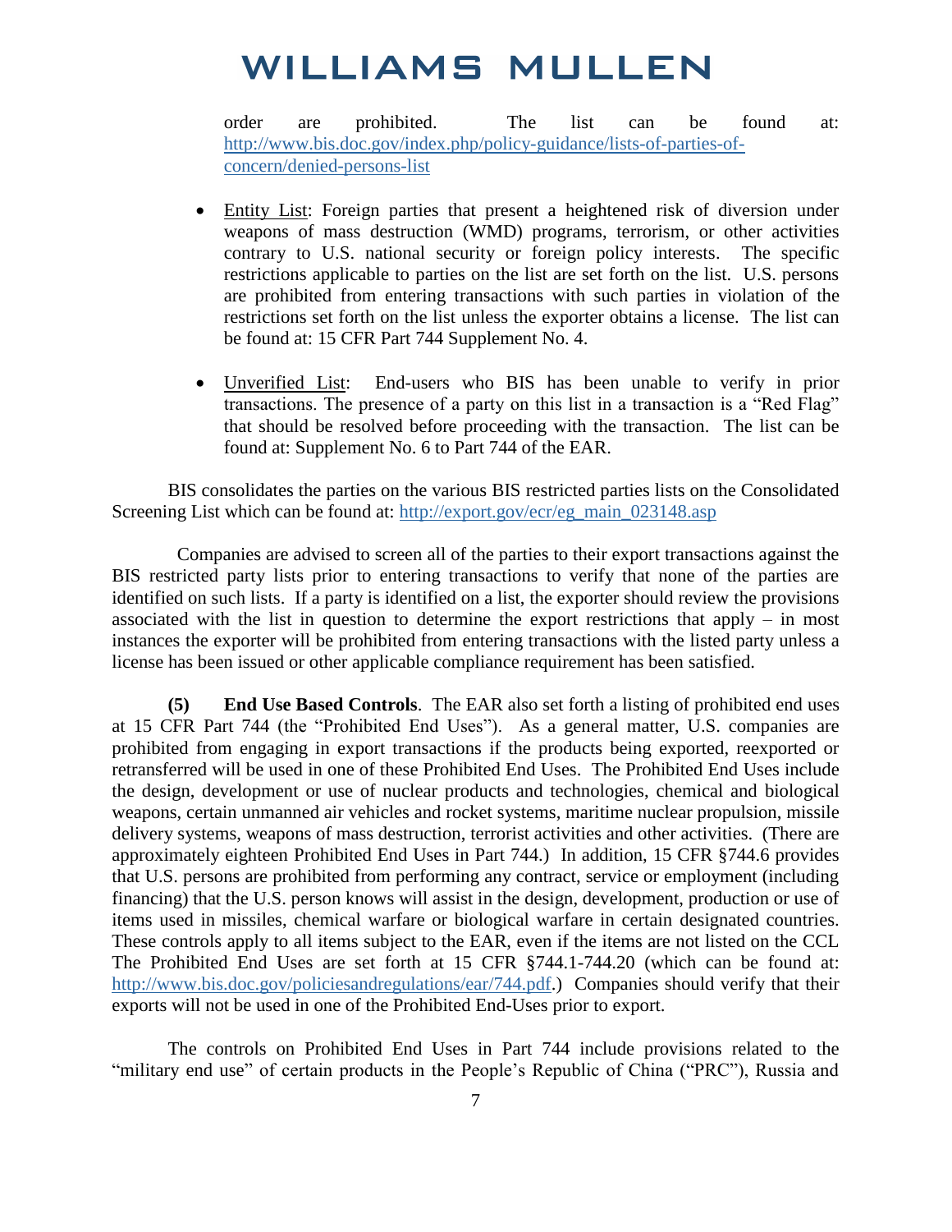order are prohibited. The list can be found at: [http://www.bis.doc.gov/index.php/policy-guidance/lists-of-parties-of-concern/denied-persons-list](http://www.bis.doc.gov/index.php/policy-guidance/lists-of-parties-of-concern/denied-persons-list)

- <u>Entity List</u>: Foreign parties that present a heightened risk of diversion under weapons of mass destruction (WMD) programs, terrorism, or other activities contrary to U.S. national security or foreign policy interests. The specific restrictions applicable to parties on the list are set forth on the list. U.S. persons are prohibited from entering transactions with such parties in violation of the restrictions set forth on the list unless the exporter obtains a license. The list can be found at: 15 CFR Part 744 Supplement No. 4.

- <u>Unverified List</u>: End-users who BIS has been unable to verify in prior transactions. The presence of a party on this list in a transaction is a "Red Flag" that should be resolved before proceeding with the transaction. The list can be found at: Supplement No. 6 to Part 744 of the EAR.

BIS consolidates the parties on the various BIS restricted parties lists on the Consolidated Screening List which can be found at: [http://export.gov/ecr/eg_main_023148.asp](http://export.gov/ecr/eg_main_023148.asp)

Companies are advised to screen all of the parties to their export transactions against the BIS restricted party lists prior to entering transactions to verify that none of the parties are identified on such lists. If a party is identified on a list, the exporter should review the provisions associated with the list in question to determine the export restrictions that apply – in most instances the exporter will be prohibited from entering transactions with the listed party unless a license has been issued or other applicable compliance requirement has been satisfied.

**(5) End Use Based Controls**. The EAR also set forth a listing of prohibited end uses at 15 CFR Part 744 (the "Prohibited End Uses"). As a general matter, U.S. companies are prohibited from engaging in export transactions if the products being exported, reexported or retransferred will be used in one of these Prohibited End Uses. The Prohibited End Uses include the design, development or use of nuclear products and technologies, chemical and biological weapons, certain unmanned air vehicles and rocket systems, maritime nuclear propulsion, missile delivery systems, weapons of mass destruction, terrorist activities and other activities. (There are approximately eighteen Prohibited End Uses in Part 744.) In addition, 15 CFR §744.6 provides that U.S. persons are prohibited from performing any contract, service or employment (including financing) that the U.S. person knows will assist in the design, development, production or use of items used in missiles, chemical warfare or biological warfare in certain designated countries. These controls apply to all items subject to the EAR, even if the items are not listed on the CCL The Prohibited End Uses are set forth at 15 CFR §744.1-744.20 (which can be found at: [http://www.bis.doc.gov/policiesandregulations/ear/744.pdf](http://www.bis.doc.gov/policiesandregulations/ear/744.pdf).) Companies should verify that their exports will not be used in one of the Prohibited End-Uses prior to export.

The controls on Prohibited End Uses in Part 744 include provisions related to the "military end use" of certain products in the People's Republic of China ("PRC"), Russia and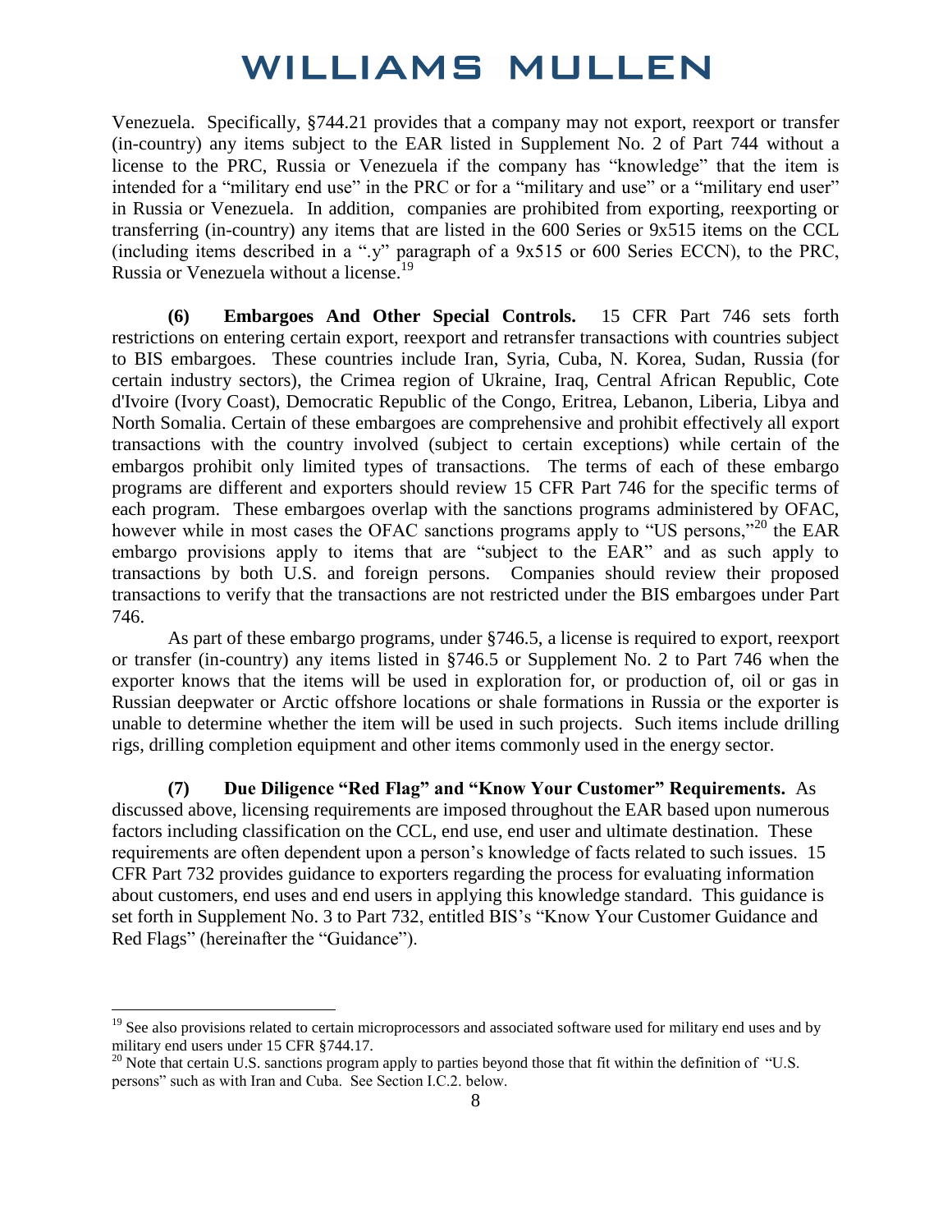Venezuela. Specifically, §744.21 provides that a company may not export, reexport or transfer (in-country) any items subject to the EAR listed in Supplement No. 2 of Part 744 without a license to the PRC, Russia or Venezuela if the company has "knowledge" that the item is intended for a "military end use" in the PRC or for a "military and use" or a "military end user" in Russia or Venezuela. In addition, companies are prohibited from exporting, reexporting or transferring (in-country) any items that are listed in the 600 Series or 9x515 items on the CCL (including items described in a ".y" paragraph of a 9x515 or 600 Series ECCN), to the PRC, Russia or Venezuela without a license.[19]

**(6) Embargoes And Other Special Controls.** 15 CFR Part 746 sets forth restrictions on entering certain export, reexport and retransfer transactions with countries subject to BIS embargoes. These countries include Iran, Syria, Cuba, N. Korea, Sudan, Russia (for certain industry sectors), the Crimea region of Ukraine, Iraq, Central African Republic, Cote d'Ivoire (Ivory Coast), Democratic Republic of the Congo, Eritrea, Lebanon, Liberia, Libya and North Somalia. Certain of these embargoes are comprehensive and prohibit effectively all export transactions with the country involved (subject to certain exceptions) while certain of the embargos prohibit only limited types of transactions. The terms of each of these embargo programs are different and exporters should review 15 CFR Part 746 for the specific terms of each program. These embargoes overlap with the sanctions programs administered by OFAC, however while in most cases the OFAC sanctions programs apply to "US persons,"[20] the EAR embargo provisions apply to items that are "subject to the EAR" and as such apply to transactions by both U.S. and foreign persons. Companies should review their proposed transactions to verify that the transactions are not restricted under the BIS embargoes under Part 746.

As part of these embargo programs, under §746.5, a license is required to export, reexport or transfer (in-country) any items listed in §746.5 or Supplement No. 2 to Part 746 when the exporter knows that the items will be used in exploration for, or production of, oil or gas in Russian deepwater or Arctic offshore locations or shale formations in Russia or the exporter is unable to determine whether the item will be used in such projects. Such items include drilling rigs, drilling completion equipment and other items commonly used in the energy sector.

**(7) Due Diligence "Red Flag" and "Know Your Customer" Requirements.** As discussed above, licensing requirements are imposed throughout the EAR based upon numerous factors including classification on the CCL, end use, end user and ultimate destination. These requirements are often dependent upon a person's knowledge of facts related to such issues. 15 CFR Part 732 provides guidance to exporters regarding the process for evaluating information about customers, end uses and end users in applying this knowledge standard. This guidance is set forth in Supplement No. 3 to Part 732, entitled BIS's "Know Your Customer Guidance and Red Flags" (hereinafter the "Guidance").

---

[19] See also provisions related to certain microprocessors and associated software used for military end uses and by military end users under 15 CFR §744.17.

[20] Note that certain U.S. sanctions program apply to parties beyond those that fit within the definition of "U.S. persons" such as with Iran and Cuba. See Section I.C.2. below.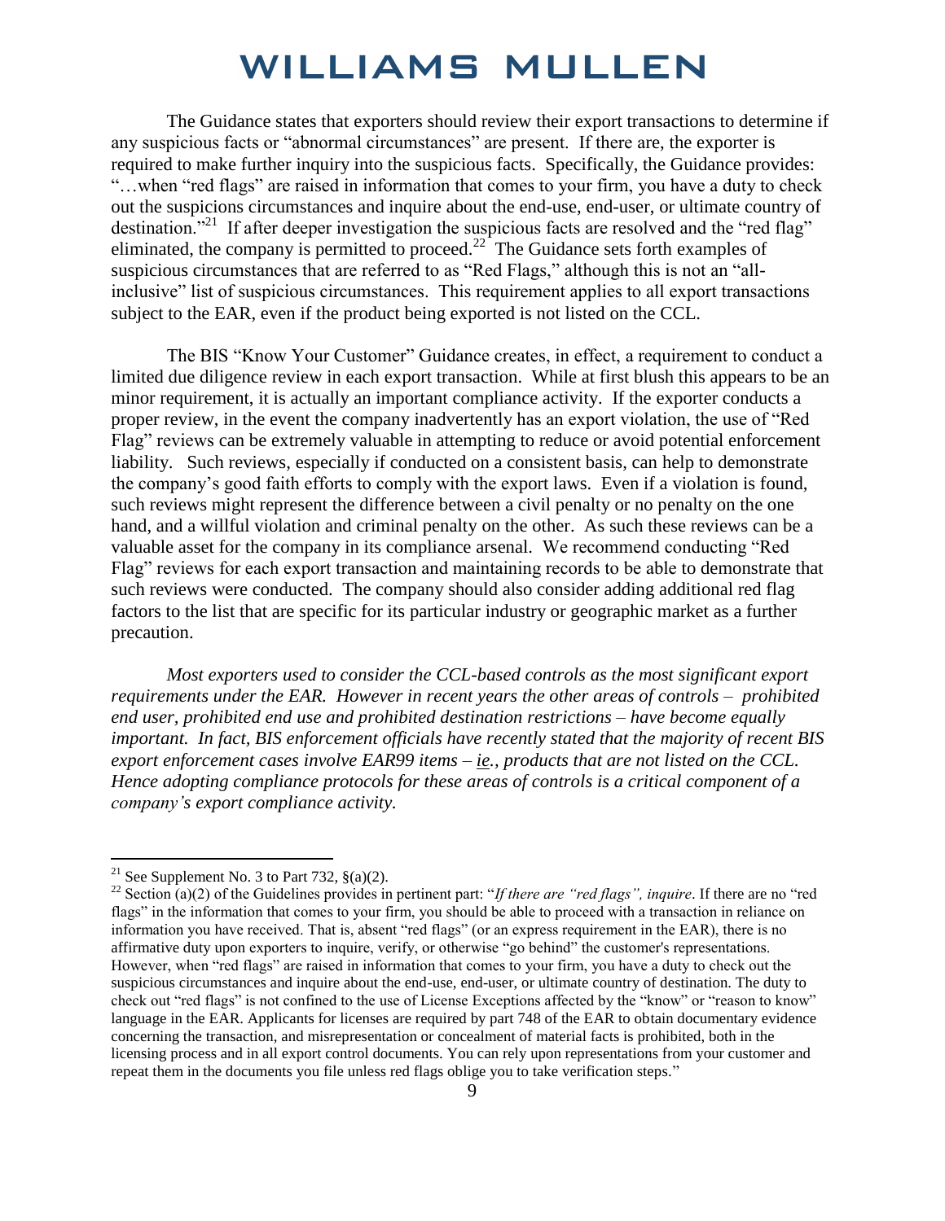The Guidance states that exporters should review their export transactions to determine if any suspicious facts or "abnormal circumstances" are present. If there are, the exporter is required to make further inquiry into the suspicious facts. Specifically, the Guidance provides: "…when "red flags" are raised in information that comes to your firm, you have a duty to check out the suspicions circumstances and inquire about the end-use, end-user, or ultimate country of destination."[21] If after deeper investigation the suspicious facts are resolved and the "red flag" eliminated, the company is permitted to proceed.[22] The Guidance sets forth examples of suspicious circumstances that are referred to as "Red Flags," although this is not an "all-inclusive" list of suspicious circumstances. This requirement applies to all export transactions subject to the EAR, even if the product being exported is not listed on the CCL.

The BIS "Know Your Customer" Guidance creates, in effect, a requirement to conduct a limited due diligence review in each export transaction. While at first blush this appears to be an minor requirement, it is actually an important compliance activity. If the exporter conducts a proper review, in the event the company inadvertently has an export violation, the use of "Red Flag" reviews can be extremely valuable in attempting to reduce or avoid potential enforcement liability. Such reviews, especially if conducted on a consistent basis, can help to demonstrate the company's good faith efforts to comply with the export laws. Even if a violation is found, such reviews might represent the difference between a civil penalty or no penalty on the one hand, and a willful violation and criminal penalty on the other. As such these reviews can be a valuable asset for the company in its compliance arsenal. We recommend conducting "Red Flag" reviews for each export transaction and maintaining records to be able to demonstrate that such reviews were conducted. The company should also consider adding additional red flag factors to the list that are specific for its particular industry or geographic market as a further precaution.

*Most exporters used to consider the CCL-based controls as the most significant export requirements under the EAR. However in recent years the other areas of controls – prohibited end user, prohibited end use and prohibited destination restrictions – have become equally important. In fact, BIS enforcement officials have recently stated that the majority of recent BIS export enforcement cases involve EAR99 items – ie., products that are not listed on the CCL. Hence adopting compliance protocols for these areas of controls is a critical component of a company's export compliance activity.*

---

[21] See Supplement No. 3 to Part 732, §(a)(2).

[22] Section (a)(2) of the Guidelines provides in pertinent part: "*If there are "red flags", inquire*. If there are no "red flags" in the information that comes to your firm, you should be able to proceed with a transaction in reliance on information you have received. That is, absent "red flags" (or an express requirement in the EAR), there is no affirmative duty upon exporters to inquire, verify, or otherwise "go behind" the customer's representations. However, when "red flags" are raised in information that comes to your firm, you have a duty to check out the suspicious circumstances and inquire about the end-use, end-user, or ultimate country of destination. The duty to check out "red flags" is not confined to the use of License Exceptions affected by the "know" or "reason to know" language in the EAR. Applicants for licenses are required by part 748 of the EAR to obtain documentary evidence concerning the transaction, and misrepresentation or concealment of material facts is prohibited, both in the licensing process and in all export control documents. You can rely upon representations from your customer and repeat them in the documents you file unless red flags oblige you to take verification steps."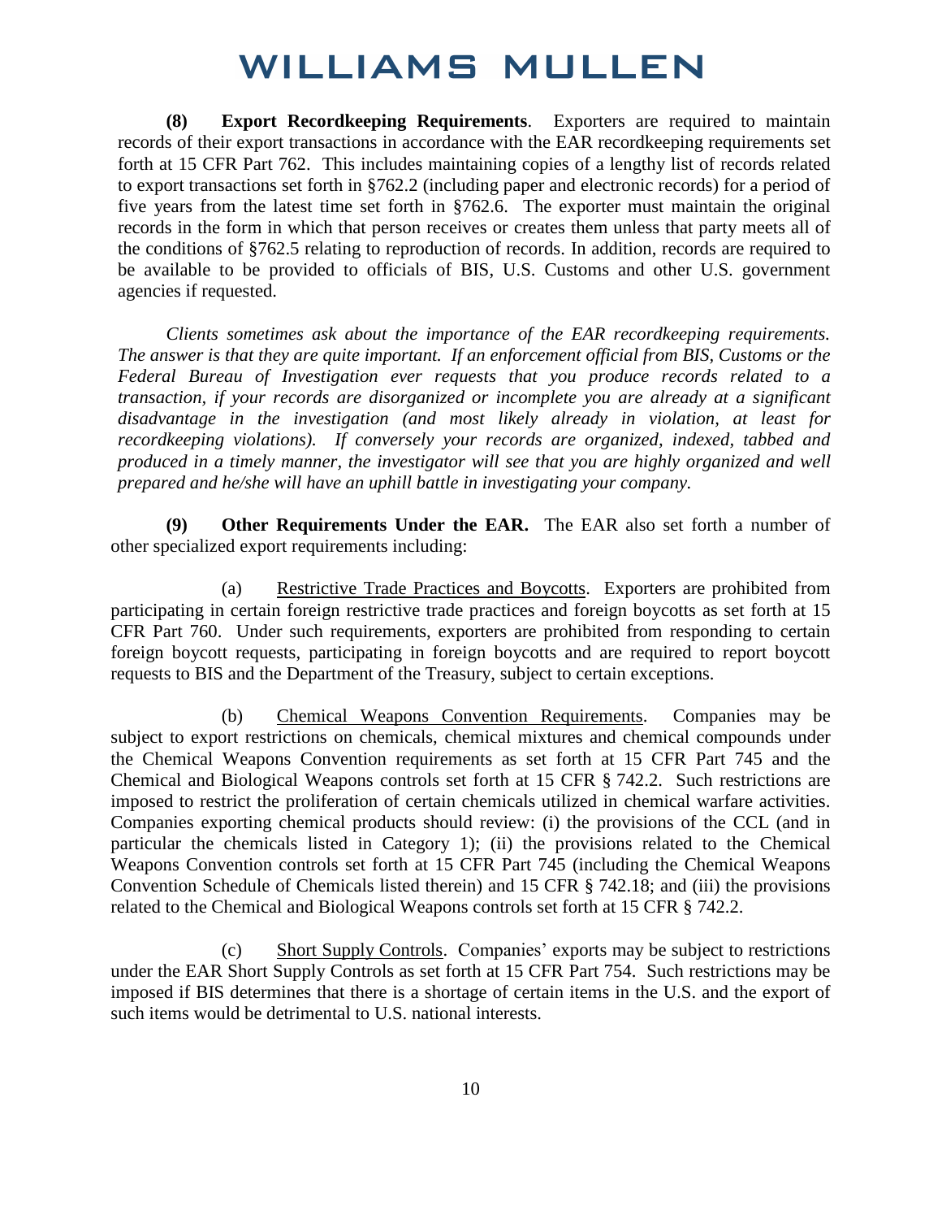**(8) Export Recordkeeping Requirements**. Exporters are required to maintain records of their export transactions in accordance with the EAR recordkeeping requirements set forth at 15 CFR Part 762. This includes maintaining copies of a lengthy list of records related to export transactions set forth in §762.2 (including paper and electronic records) for a period of five years from the latest time set forth in §762.6. The exporter must maintain the original records in the form in which that person receives or creates them unless that party meets all of the conditions of §762.5 relating to reproduction of records. In addition, records are required to be available to be provided to officials of BIS, U.S. Customs and other U.S. government agencies if requested.

*Clients sometimes ask about the importance of the EAR recordkeeping requirements. The answer is that they are quite important. If an enforcement official from BIS, Customs or the Federal Bureau of Investigation ever requests that you produce records related to a transaction, if your records are disorganized or incomplete you are already at a significant disadvantage in the investigation (and most likely already in violation, at least for recordkeeping violations). If conversely your records are organized, indexed, tabbed and produced in a timely manner, the investigator will see that you are highly organized and well prepared and he/she will have an uphill battle in investigating your company.*

**(9) Other Requirements Under the EAR.** The EAR also set forth a number of other specialized export requirements including:

(a) Restrictive Trade Practices and Boycotts. Exporters are prohibited from participating in certain foreign restrictive trade practices and foreign boycotts as set forth at 15 CFR Part 760. Under such requirements, exporters are prohibited from responding to certain foreign boycott requests, participating in foreign boycotts and are required to report boycott requests to BIS and the Department of the Treasury, subject to certain exceptions.

(b) Chemical Weapons Convention Requirements. Companies may be subject to export restrictions on chemicals, chemical mixtures and chemical compounds under the Chemical Weapons Convention requirements as set forth at 15 CFR Part 745 and the Chemical and Biological Weapons controls set forth at 15 CFR § 742.2. Such restrictions are imposed to restrict the proliferation of certain chemicals utilized in chemical warfare activities. Companies exporting chemical products should review: (i) the provisions of the CCL (and in particular the chemicals listed in Category 1); (ii) the provisions related to the Chemical Weapons Convention controls set forth at 15 CFR Part 745 (including the Chemical Weapons Convention Schedule of Chemicals listed therein) and 15 CFR § 742.18; and (iii) the provisions related to the Chemical and Biological Weapons controls set forth at 15 CFR § 742.2.

(c) Short Supply Controls. Companies' exports may be subject to restrictions under the EAR Short Supply Controls as set forth at 15 CFR Part 754. Such restrictions may be imposed if BIS determines that there is a shortage of certain items in the U.S. and the export of such items would be detrimental to U.S. national interests.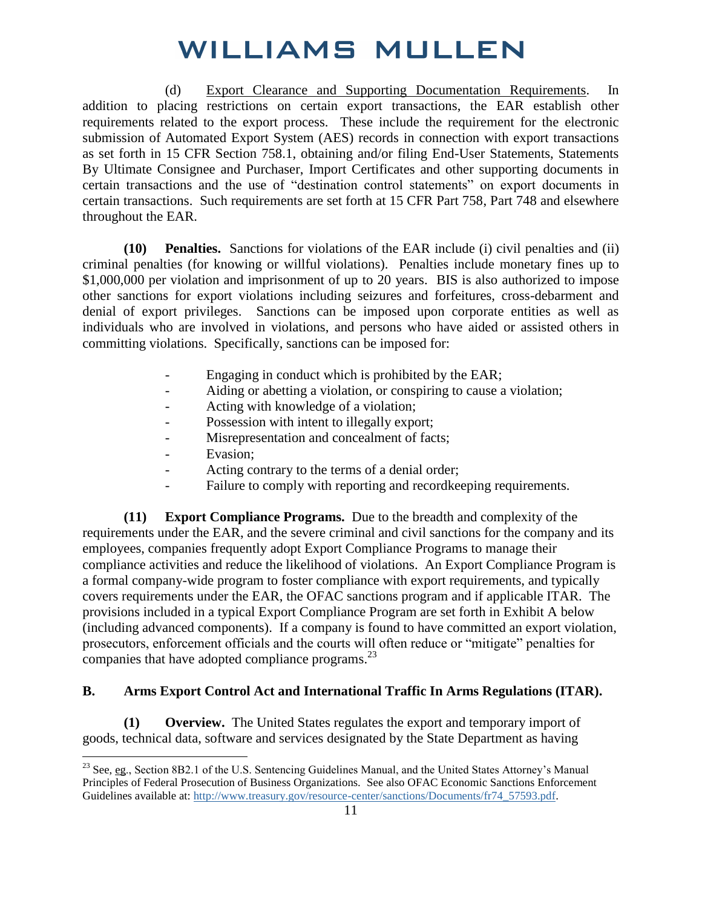(d) Export Clearance and Supporting Documentation Requirements. In addition to placing restrictions on certain export transactions, the EAR establish other requirements related to the export process. These include the requirement for the electronic submission of Automated Export System (AES) records in connection with export transactions as set forth in 15 CFR Section 758.1, obtaining and/or filing End-User Statements, Statements By Ultimate Consignee and Purchaser, Import Certificates and other supporting documents in certain transactions and the use of "destination control statements" on export documents in certain transactions. Such requirements are set forth at 15 CFR Part 758, Part 748 and elsewhere throughout the EAR.

**(10) Penalties.** Sanctions for violations of the EAR include (i) civil penalties and (ii) criminal penalties (for knowing or willful violations). Penalties include monetary fines up to $1,000,000 per violation and imprisonment of up to 20 years. BIS is also authorized to impose other sanctions for export violations including seizures and forfeitures, cross-debarment and denial of export privileges. Sanctions can be imposed upon corporate entities as well as individuals who are involved in violations, and persons who have aided or assisted others in committing violations. Specifically, sanctions can be imposed for:

- Engaging in conduct which is prohibited by the EAR;
- Aiding or abetting a violation, or conspiring to cause a violation;
- Acting with knowledge of a violation;
- Possession with intent to illegally export;
- Misrepresentation and concealment of facts;
- Evasion;
- Acting contrary to the terms of a denial order;
- Failure to comply with reporting and recordkeeping requirements.

**(11) Export Compliance Programs.** Due to the breadth and complexity of the requirements under the EAR, and the severe criminal and civil sanctions for the company and its employees, companies frequently adopt Export Compliance Programs to manage their compliance activities and reduce the likelihood of violations. An Export Compliance Program is a formal company-wide program to foster compliance with export requirements, and typically covers requirements under the EAR, the OFAC sanctions program and if applicable ITAR. The provisions included in a typical Export Compliance Program are set forth in Exhibit A below (including advanced components). If a company is found to have committed an export violation, prosecutors, enforcement officials and the courts will often reduce or "mitigate" penalties for companies that have adopted compliance programs.[23]

## B. Arms Export Control Act and International Traffic In Arms Regulations (ITAR).

**(1) Overview.** The United States regulates the export and temporary import of goods, technical data, software and services designated by the State Department as having

[23] See, eg., Section 8B2.1 of the U.S. Sentencing Guidelines Manual, and the United States Attorney's Manual Principles of Federal Prosecution of Business Organizations. See also OFAC Economic Sanctions Enforcement Guidelines available at: http://www.treasury.gov/resource-center/sanctions/Documents/fr74_57593.pdf.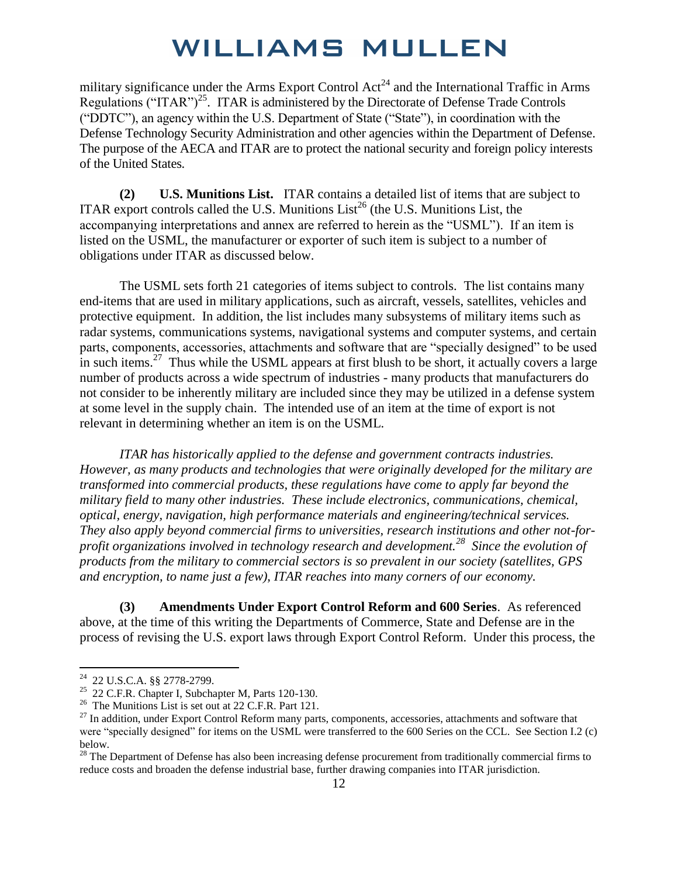military significance under the Arms Export Control Act[24] and the International Traffic in Arms Regulations ("ITAR")[25]. ITAR is administered by the Directorate of Defense Trade Controls ("DDTC"), an agency within the U.S. Department of State ("State"), in coordination with the Defense Technology Security Administration and other agencies within the Department of Defense. The purpose of the AECA and ITAR are to protect the national security and foreign policy interests of the United States.

**(2) U.S. Munitions List.** ITAR contains a detailed list of items that are subject to ITAR export controls called the U.S. Munitions List[26] (the U.S. Munitions List, the accompanying interpretations and annex are referred to herein as the "USML"). If an item is listed on the USML, the manufacturer or exporter of such item is subject to a number of obligations under ITAR as discussed below.

The USML sets forth 21 categories of items subject to controls. The list contains many end-items that are used in military applications, such as aircraft, vessels, satellites, vehicles and protective equipment. In addition, the list includes many subsystems of military items such as radar systems, communications systems, navigational systems and computer systems, and certain parts, components, accessories, attachments and software that are "specially designed" to be used in such items.[27] Thus while the USML appears at first blush to be short, it actually covers a large number of products across a wide spectrum of industries - many products that manufacturers do not consider to be inherently military are included since they may be utilized in a defense system at some level in the supply chain. The intended use of an item at the time of export is not relevant in determining whether an item is on the USML.

*ITAR has historically applied to the defense and government contracts industries. However, as many products and technologies that were originally developed for the military are transformed into commercial products, these regulations have come to apply far beyond the military field to many other industries. These include electronics, communications, chemical, optical, energy, navigation, high performance materials and engineering/technical services. They also apply beyond commercial firms to universities, research institutions and other not-for-profit organizations involved in technology research and development.[28] Since the evolution of products from the military to commercial sectors is so prevalent in our society (satellites, GPS and encryption, to name just a few), ITAR reaches into many corners of our economy.*

**(3) Amendments Under Export Control Reform and 600 Series**. As referenced above, at the time of this writing the Departments of Commerce, State and Defense are in the process of revising the U.S. export laws through Export Control Reform. Under this process, the

---

[24] 22 U.S.C.A. §§ 2778-2799.

[25] 22 C.F.R. Chapter I, Subchapter M, Parts 120-130.

[26] The Munitions List is set out at 22 C.F.R. Part 121.

[27] In addition, under Export Control Reform many parts, components, accessories, attachments and software that were "specially designed" for items on the USML were transferred to the 600 Series on the CCL. See Section I.2 (c) below.

[28] The Department of Defense has also been increasing defense procurement from traditionally commercial firms to reduce costs and broaden the defense industrial base, further drawing companies into ITAR jurisdiction.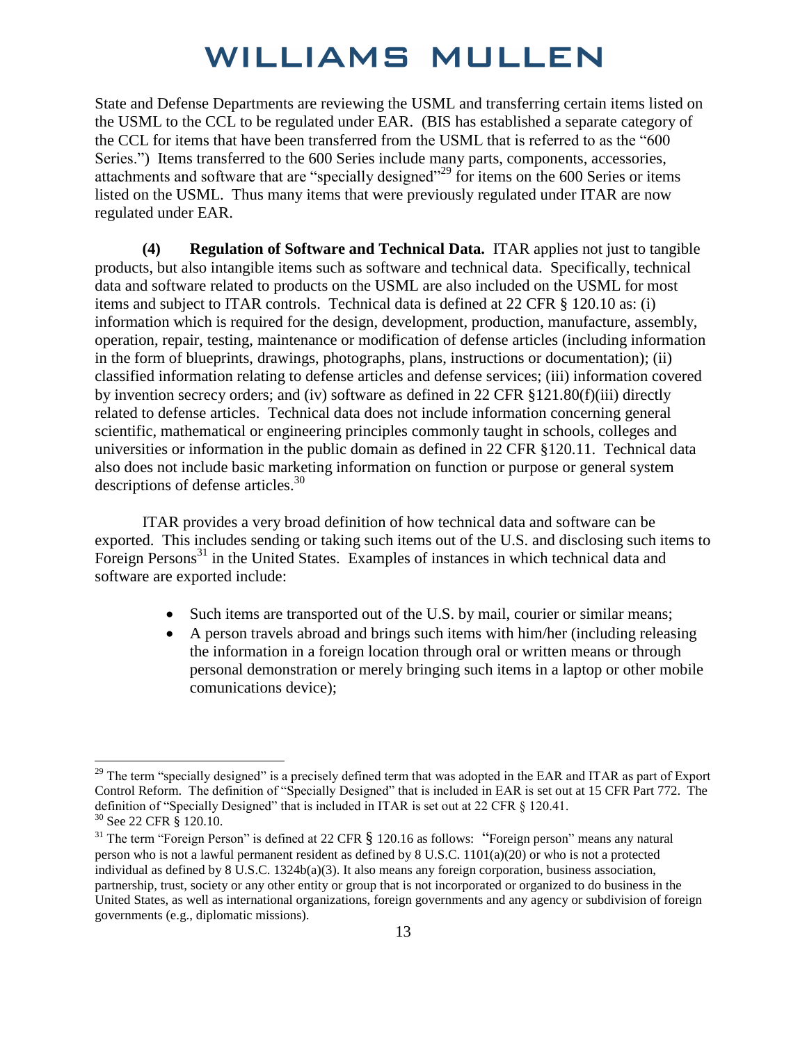State and Defense Departments are reviewing the USML and transferring certain items listed on the USML to the CCL to be regulated under EAR. (BIS has established a separate category of the CCL for items that have been transferred from the USML that is referred to as the "600 Series.") Items transferred to the 600 Series include many parts, components, accessories, attachments and software that are "specially designed"[29] for items on the 600 Series or items listed on the USML. Thus many items that were previously regulated under ITAR are now regulated under EAR.

**(4) Regulation of Software and Technical Data.** ITAR applies not just to tangible products, but also intangible items such as software and technical data. Specifically, technical data and software related to products on the USML are also included on the USML for most items and subject to ITAR controls. Technical data is defined at 22 CFR § 120.10 as: (i) information which is required for the design, development, production, manufacture, assembly, operation, repair, testing, maintenance or modification of defense articles (including information in the form of blueprints, drawings, photographs, plans, instructions or documentation); (ii) classified information relating to defense articles and defense services; (iii) information covered by invention secrecy orders; and (iv) software as defined in 22 CFR §121.80(f)(iii) directly related to defense articles. Technical data does not include information concerning general scientific, mathematical or engineering principles commonly taught in schools, colleges and universities or information in the public domain as defined in 22 CFR §120.11. Technical data also does not include basic marketing information on function or purpose or general system descriptions of defense articles.[30]

ITAR provides a very broad definition of how technical data and software can be exported. This includes sending or taking such items out of the U.S. and disclosing such items to Foreign Persons[31] in the United States. Examples of instances in which technical data and software are exported include:

- Such items are transported out of the U.S. by mail, courier or similar means;
- A person travels abroad and brings such items with him/her (including releasing the information in a foreign location through oral or written means or through personal demonstration or merely bringing such items in a laptop or other mobile comunications device);

---

[29] The term "specially designed" is a precisely defined term that was adopted in the EAR and ITAR as part of Export Control Reform. The definition of "Specially Designed" that is included in EAR is set out at 15 CFR Part 772. The definition of "Specially Designed" that is included in ITAR is set out at 22 CFR § 120.41.

[30] See 22 CFR § 120.10.

[31] The term "Foreign Person" is defined at 22 CFR § 120.16 as follows: "Foreign person" means any natural person who is not a lawful permanent resident as defined by 8 U.S.C. 1101(a)(20) or who is not a protected individual as defined by 8 U.S.C. 1324b(a)(3). It also means any foreign corporation, business association, partnership, trust, society or any other entity or group that is not incorporated or organized to do business in the United States, as well as international organizations, foreign governments and any agency or subdivision of foreign governments (e.g., diplomatic missions).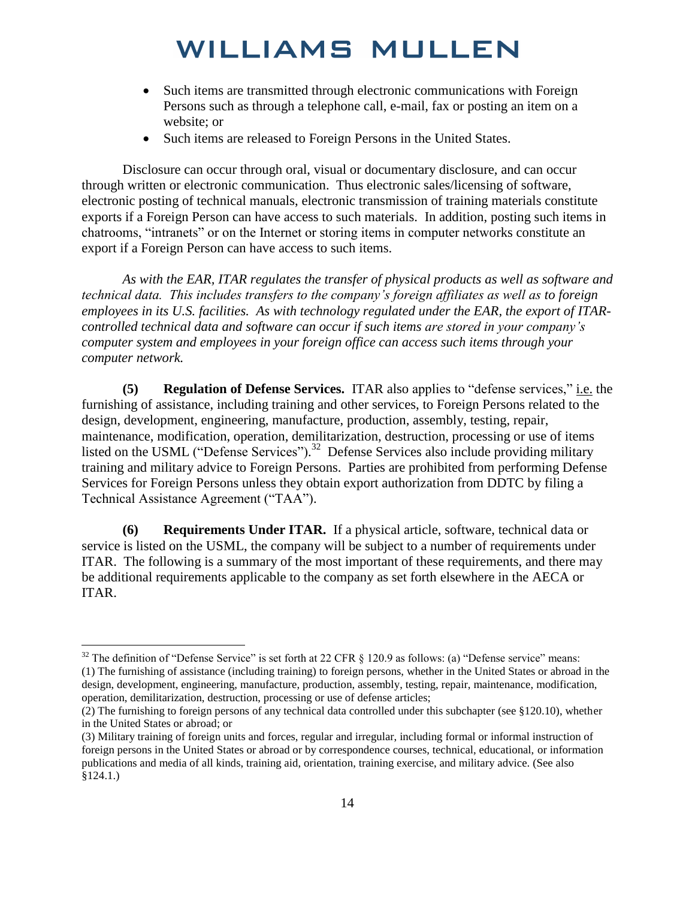- Such items are transmitted through electronic communications with Foreign Persons such as through a telephone call, e-mail, fax or posting an item on a website; or
- Such items are released to Foreign Persons in the United States.

Disclosure can occur through oral, visual or documentary disclosure, and can occur through written or electronic communication. Thus electronic sales/licensing of software, electronic posting of technical manuals, electronic transmission of training materials constitute exports if a Foreign Person can have access to such materials. In addition, posting such items in chatrooms, "intranets" or on the Internet or storing items in computer networks constitute an export if a Foreign Person can have access to such items.

*As with the EAR, ITAR regulates the transfer of physical products as well as software and technical data. This includes transfers to the company's foreign affiliates as well as to foreign employees in its U.S. facilities. As with technology regulated under the EAR, the export of ITAR-controlled technical data and software can occur if such items are stored in your company's computer system and employees in your foreign office can access such items through your computer network.*

**(5) Regulation of Defense Services.** ITAR also applies to "defense services," i.e. the furnishing of assistance, including training and other services, to Foreign Persons related to the design, development, engineering, manufacture, production, assembly, testing, repair, maintenance, modification, operation, demilitarization, destruction, processing or use of items listed on the USML ("Defense Services").[32] Defense Services also include providing military training and military advice to Foreign Persons. Parties are prohibited from performing Defense Services for Foreign Persons unless they obtain export authorization from DDTC by filing a Technical Assistance Agreement ("TAA").

**(6) Requirements Under ITAR.** If a physical article, software, technical data or service is listed on the USML, the company will be subject to a number of requirements under ITAR. The following is a summary of the most important of these requirements, and there may be additional requirements applicable to the company as set forth elsewhere in the AECA or ITAR.

---

[32] The definition of "Defense Service" is set forth at 22 CFR § 120.9 as follows: (a) "Defense service" means:
(1) The furnishing of assistance (including training) to foreign persons, whether in the United States or abroad in the design, development, engineering, manufacture, production, assembly, testing, repair, maintenance, modification, operation, demilitarization, destruction, processing or use of defense articles;
(2) The furnishing to foreign persons of any technical data controlled under this subchapter (see §120.10), whether in the United States or abroad; or
(3) Military training of foreign units and forces, regular and irregular, including formal or informal instruction of foreign persons in the United States or abroad or by correspondence courses, technical, educational, or information publications and media of all kinds, training aid, orientation, training exercise, and military advice. (See also §124.1.)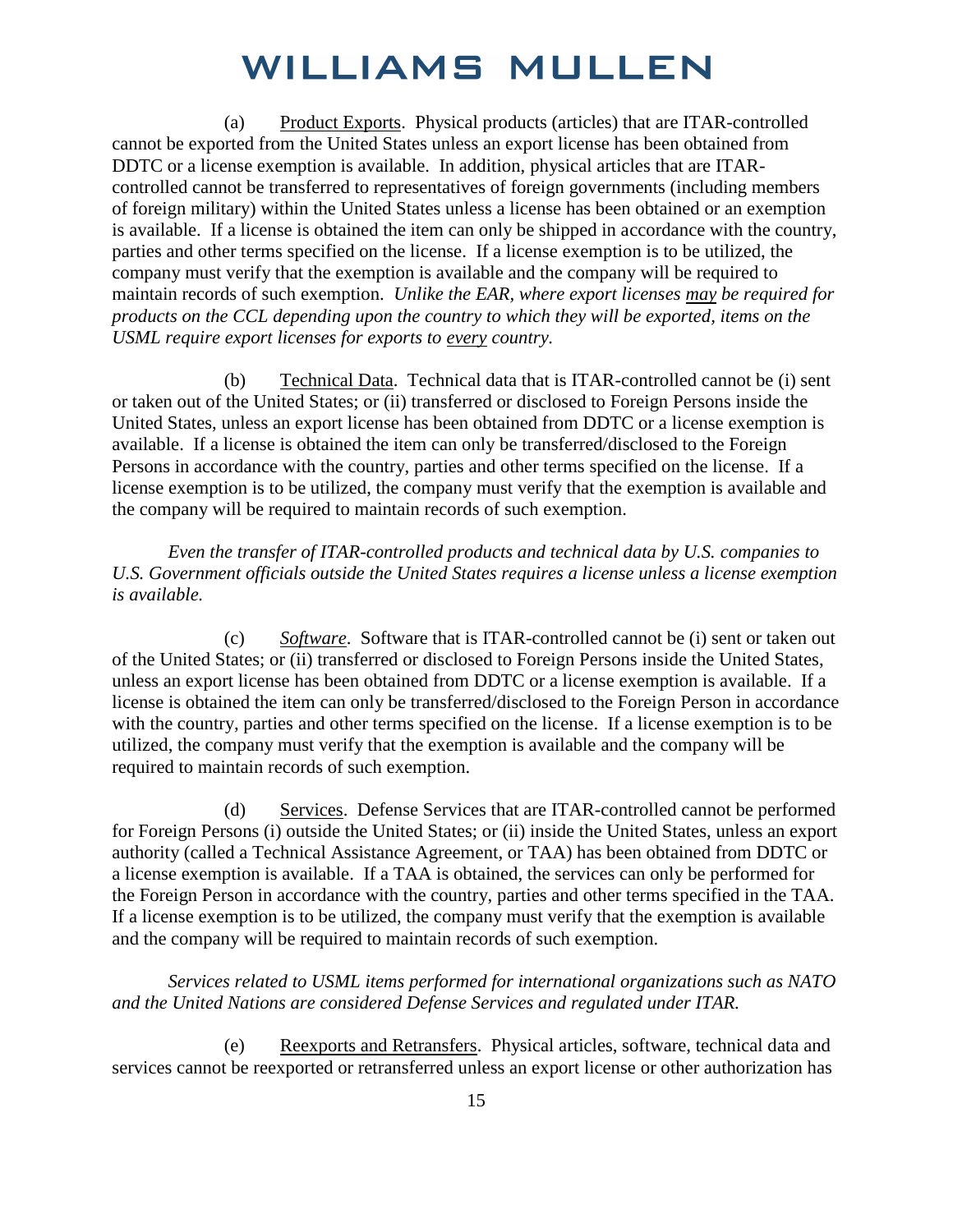(a) Product Exports. Physical products (articles) that are ITAR-controlled cannot be exported from the United States unless an export license has been obtained from DDTC or a license exemption is available. In addition, physical articles that are ITAR-controlled cannot be transferred to representatives of foreign governments (including members of foreign military) within the United States unless a license has been obtained or an exemption is available. If a license is obtained the item can only be shipped in accordance with the country, parties and other terms specified on the license. If a license exemption is to be utilized, the company must verify that the exemption is available and the company will be required to maintain records of such exemption. *Unlike the EAR, where export licenses may be required for products on the CCL depending upon the country to which they will be exported, items on the USML require export licenses for exports to every country.*

(b) Technical Data. Technical data that is ITAR-controlled cannot be (i) sent or taken out of the United States; or (ii) transferred or disclosed to Foreign Persons inside the United States, unless an export license has been obtained from DDTC or a license exemption is available. If a license is obtained the item can only be transferred/disclosed to the Foreign Persons in accordance with the country, parties and other terms specified on the license. If a license exemption is to be utilized, the company must verify that the exemption is available and the company will be required to maintain records of such exemption.

*Even the transfer of ITAR-controlled products and technical data by U.S. companies to U.S. Government officials outside the United States requires a license unless a license exemption is available.*

(c) *Software*. Software that is ITAR-controlled cannot be (i) sent or taken out of the United States; or (ii) transferred or disclosed to Foreign Persons inside the United States, unless an export license has been obtained from DDTC or a license exemption is available. If a license is obtained the item can only be transferred/disclosed to the Foreign Person in accordance with the country, parties and other terms specified on the license. If a license exemption is to be utilized, the company must verify that the exemption is available and the company will be required to maintain records of such exemption.

(d) Services. Defense Services that are ITAR-controlled cannot be performed for Foreign Persons (i) outside the United States; or (ii) inside the United States, unless an export authority (called a Technical Assistance Agreement, or TAA) has been obtained from DDTC or a license exemption is available. If a TAA is obtained, the services can only be performed for the Foreign Person in accordance with the country, parties and other terms specified in the TAA. If a license exemption is to be utilized, the company must verify that the exemption is available and the company will be required to maintain records of such exemption.

*Services related to USML items performed for international organizations such as NATO and the United Nations are considered Defense Services and regulated under ITAR.*

(e) Reexports and Retransfers. Physical articles, software, technical data and services cannot be reexported or retransferred unless an export license or other authorization has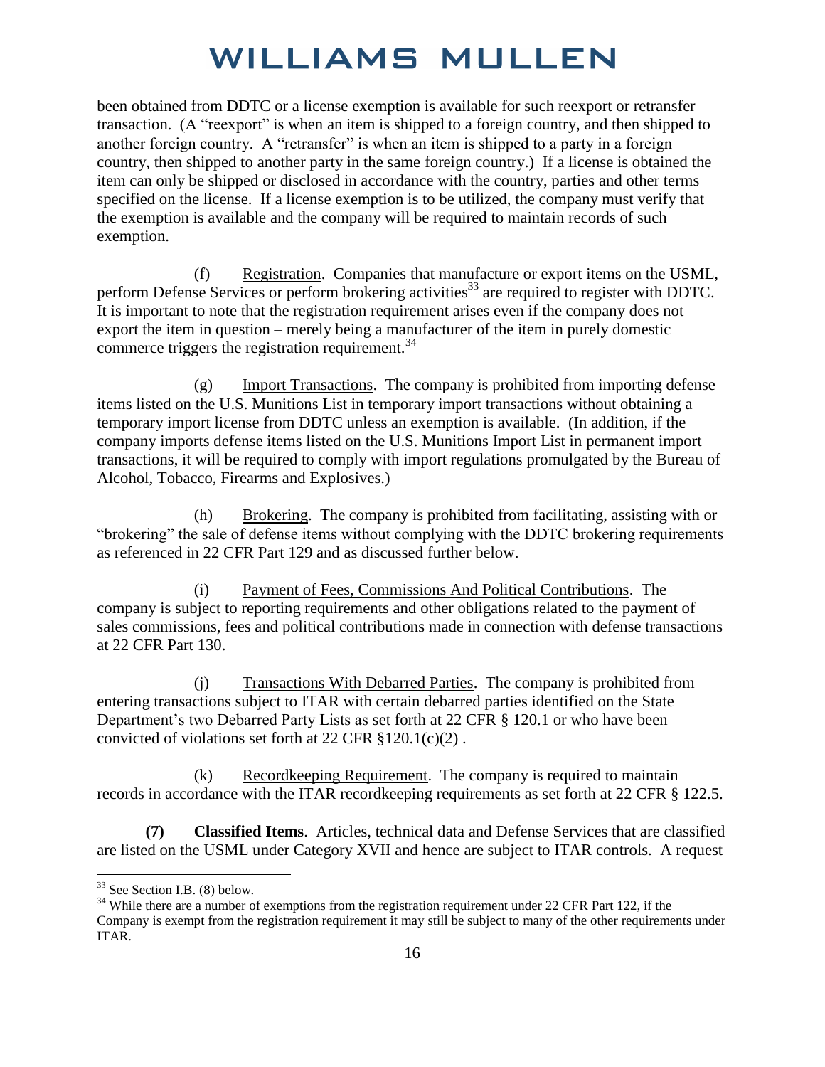been obtained from DDTC or a license exemption is available for such reexport or retransfer transaction. (A "reexport" is when an item is shipped to a foreign country, and then shipped to another foreign country. A "retransfer" is when an item is shipped to a party in a foreign country, then shipped to another party in the same foreign country.) If a license is obtained the item can only be shipped or disclosed in accordance with the country, parties and other terms specified on the license. If a license exemption is to be utilized, the company must verify that the exemption is available and the company will be required to maintain records of such exemption.

(f) Registration. Companies that manufacture or export items on the USML, perform Defense Services or perform brokering activities[33] are required to register with DDTC. It is important to note that the registration requirement arises even if the company does not export the item in question – merely being a manufacturer of the item in purely domestic commerce triggers the registration requirement.[34]

(g) Import Transactions. The company is prohibited from importing defense items listed on the U.S. Munitions List in temporary import transactions without obtaining a temporary import license from DDTC unless an exemption is available. (In addition, if the company imports defense items listed on the U.S. Munitions Import List in permanent import transactions, it will be required to comply with import regulations promulgated by the Bureau of Alcohol, Tobacco, Firearms and Explosives.)

(h) Brokering. The company is prohibited from facilitating, assisting with or "brokering" the sale of defense items without complying with the DDTC brokering requirements as referenced in 22 CFR Part 129 and as discussed further below.

(i) Payment of Fees, Commissions And Political Contributions. The company is subject to reporting requirements and other obligations related to the payment of sales commissions, fees and political contributions made in connection with defense transactions at 22 CFR Part 130.

(j) Transactions With Debarred Parties. The company is prohibited from entering transactions subject to ITAR with certain debarred parties identified on the State Department's two Debarred Party Lists as set forth at 22 CFR § 120.1 or who have been convicted of violations set forth at 22 CFR §120.1(c)(2) .

(k) Recordkeeping Requirement. The company is required to maintain records in accordance with the ITAR recordkeeping requirements as set forth at 22 CFR § 122.5.

**(7) Classified Items**. Articles, technical data and Defense Services that are classified are listed on the USML under Category XVII and hence are subject to ITAR controls. A request

[33] See Section I.B. (8) below.

[34] While there are a number of exemptions from the registration requirement under 22 CFR Part 122, if the Company is exempt from the registration requirement it may still be subject to many of the other requirements under ITAR.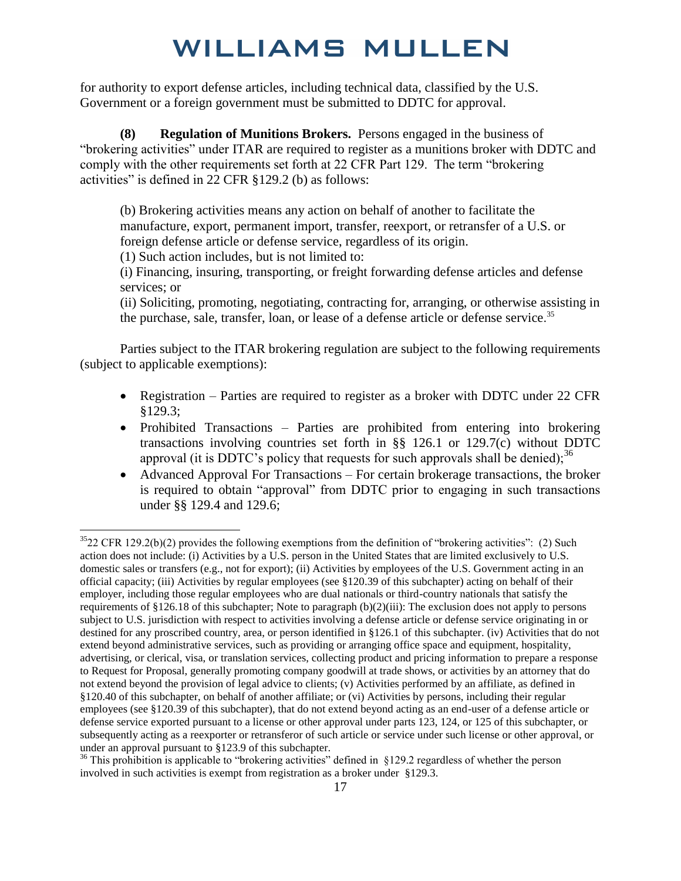for authority to export defense articles, including technical data, classified by the U.S. Government or a foreign government must be submitted to DDTC for approval.

**(8) Regulation of Munitions Brokers.** Persons engaged in the business of "brokering activities" under ITAR are required to register as a munitions broker with DDTC and comply with the other requirements set forth at 22 CFR Part 129. The term "brokering activities" is defined in 22 CFR §129.2 (b) as follows:

> (b) Brokering activities means any action on behalf of another to facilitate the manufacture, export, permanent import, transfer, reexport, or retransfer of a U.S. or foreign defense article or defense service, regardless of its origin.
> (1) Such action includes, but is not limited to:
> (i) Financing, insuring, transporting, or freight forwarding defense articles and defense services; or
> (ii) Soliciting, promoting, negotiating, contracting for, arranging, or otherwise assisting in the purchase, sale, transfer, loan, or lease of a defense article or defense service.[35]

Parties subject to the ITAR brokering regulation are subject to the following requirements (subject to applicable exemptions):

- Registration – Parties are required to register as a broker with DDTC under 22 CFR §129.3;
- Prohibited Transactions – Parties are prohibited from entering into brokering transactions involving countries set forth in §§ 126.1 or 129.7(c) without DDTC approval (it is DDTC's policy that requests for such approvals shall be denied);[36]
- Advanced Approval For Transactions – For certain brokerage transactions, the broker is required to obtain "approval" from DDTC prior to engaging in such transactions under §§ 129.4 and 129.6;

---

[35] 22 CFR 129.2(b)(2) provides the following exemptions from the definition of "brokering activities": (2) Such action does not include: (i) Activities by a U.S. person in the United States that are limited exclusively to U.S. domestic sales or transfers (e.g., not for export); (ii) Activities by employees of the U.S. Government acting in an official capacity; (iii) Activities by regular employees (see §120.39 of this subchapter) acting on behalf of their employer, including those regular employees who are dual nationals or third-country nationals that satisfy the requirements of §126.18 of this subchapter; Note to paragraph (b)(2)(iii): The exclusion does not apply to persons subject to U.S. jurisdiction with respect to activities involving a defense article or defense service originating in or destined for any proscribed country, area, or person identified in §126.1 of this subchapter. (iv) Activities that do not extend beyond administrative services, such as providing or arranging office space and equipment, hospitality, advertising, or clerical, visa, or translation services, collecting product and pricing information to prepare a response to Request for Proposal, generally promoting company goodwill at trade shows, or activities by an attorney that do not extend beyond the provision of legal advice to clients; (v) Activities performed by an affiliate, as defined in §120.40 of this subchapter, on behalf of another affiliate; or (vi) Activities by persons, including their regular employees (see §120.39 of this subchapter), that do not extend beyond acting as an end-user of a defense article or defense service exported pursuant to a license or other approval under parts 123, 124, or 125 of this subchapter, or subsequently acting as a reexporter or retransferor of such article or service under such license or other approval, or under an approval pursuant to §123.9 of this subchapter.

[36] This prohibition is applicable to "brokering activities" defined in §129.2 regardless of whether the person involved in such activities is exempt from registration as a broker under §129.3.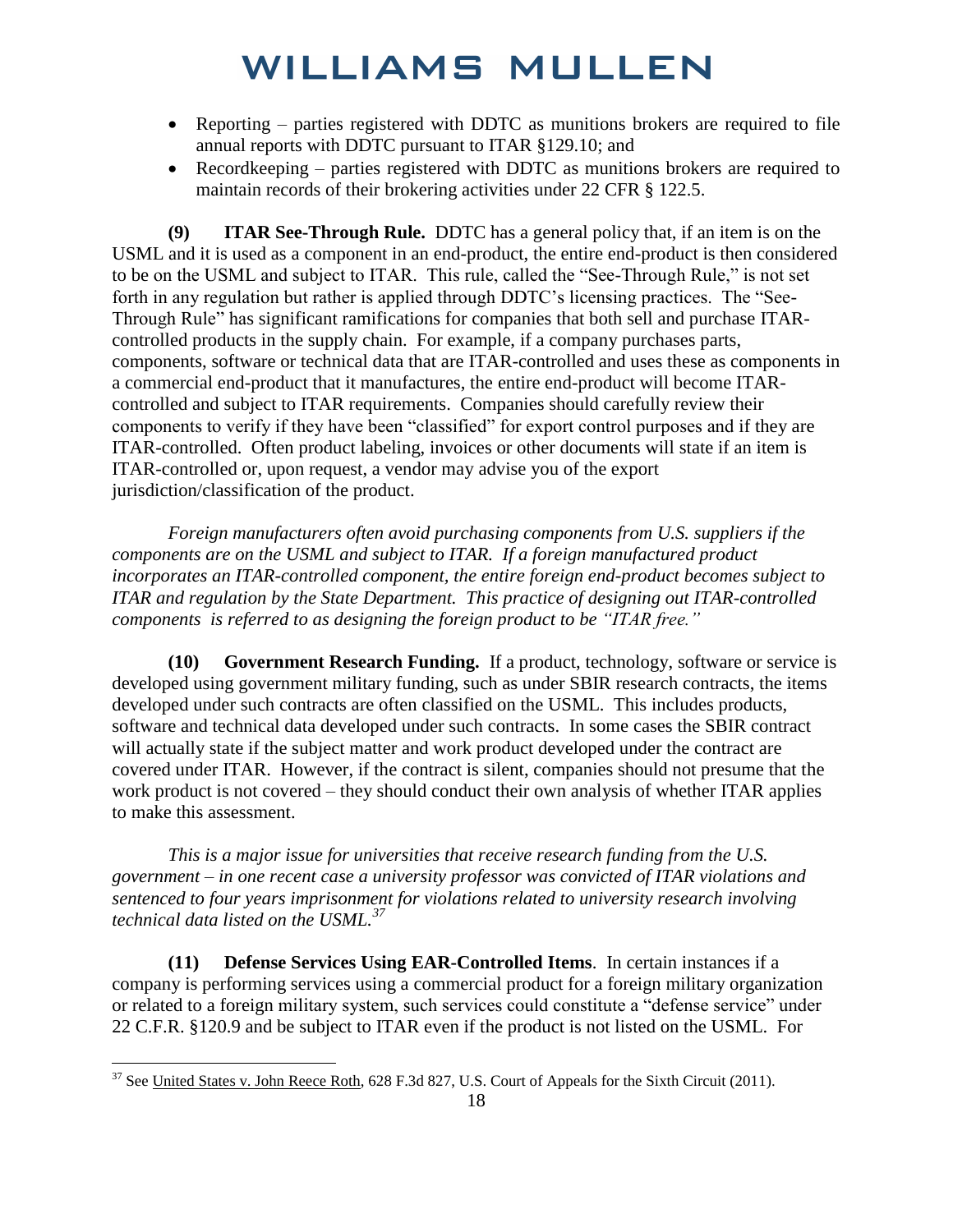- Reporting – parties registered with DDTC as munitions brokers are required to file annual reports with DDTC pursuant to ITAR §129.10; and
- Recordkeeping – parties registered with DDTC as munitions brokers are required to maintain records of their brokering activities under 22 CFR § 122.5.

**(9) ITAR See-Through Rule.** DDTC has a general policy that, if an item is on the USML and it is used as a component in an end-product, the entire end-product is then considered to be on the USML and subject to ITAR. This rule, called the "See-Through Rule," is not set forth in any regulation but rather is applied through DDTC's licensing practices. The "See-Through Rule" has significant ramifications for companies that both sell and purchase ITAR-controlled products in the supply chain. For example, if a company purchases parts, components, software or technical data that are ITAR-controlled and uses these as components in a commercial end-product that it manufactures, the entire end-product will become ITAR-controlled and subject to ITAR requirements. Companies should carefully review their components to verify if they have been "classified" for export control purposes and if they are ITAR-controlled. Often product labeling, invoices or other documents will state if an item is ITAR-controlled or, upon request, a vendor may advise you of the export jurisdiction/classification of the product.

*Foreign manufacturers often avoid purchasing components from U.S. suppliers if the components are on the USML and subject to ITAR. If a foreign manufactured product incorporates an ITAR-controlled component, the entire foreign end-product becomes subject to ITAR and regulation by the State Department. This practice of designing out ITAR-controlled components is referred to as designing the foreign product to be "ITAR free."*

**(10) Government Research Funding.** If a product, technology, software or service is developed using government military funding, such as under SBIR research contracts, the items developed under such contracts are often classified on the USML. This includes products, software and technical data developed under such contracts. In some cases the SBIR contract will actually state if the subject matter and work product developed under the contract are covered under ITAR. However, if the contract is silent, companies should not presume that the work product is not covered – they should conduct their own analysis of whether ITAR applies to make this assessment.

*This is a major issue for universities that receive research funding from the U.S. government – in one recent case a university professor was convicted of ITAR violations and sentenced to four years imprisonment for violations related to university research involving technical data listed on the USML.*[37]

**(11) Defense Services Using EAR-Controlled Items**. In certain instances if a company is performing services using a commercial product for a foreign military organization or related to a foreign military system, such services could constitute a "defense service" under 22 C.F.R. §120.9 and be subject to ITAR even if the product is not listed on the USML. For

---

[37] See United States v. John Reece Roth, 628 F.3d 827, U.S. Court of Appeals for the Sixth Circuit (2011).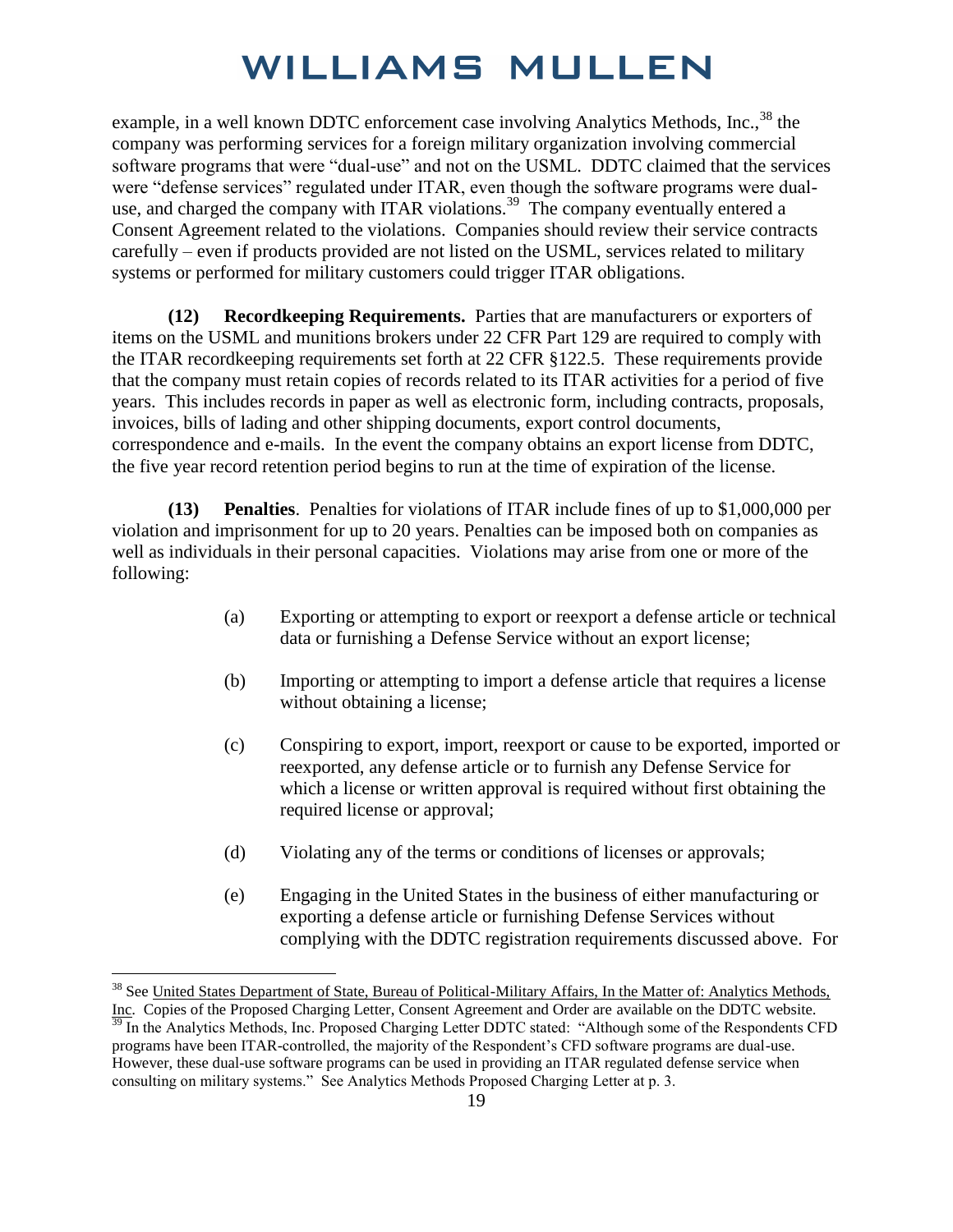example, in a well known DDTC enforcement case involving Analytics Methods, Inc.,[38] the company was performing services for a foreign military organization involving commercial software programs that were "dual-use" and not on the USML. DDTC claimed that the services were "defense services" regulated under ITAR, even though the software programs were dual-use, and charged the company with ITAR violations.[39] The company eventually entered a Consent Agreement related to the violations. Companies should review their service contracts carefully – even if products provided are not listed on the USML, services related to military systems or performed for military customers could trigger ITAR obligations.

**(12) Recordkeeping Requirements.** Parties that are manufacturers or exporters of items on the USML and munitions brokers under 22 CFR Part 129 are required to comply with the ITAR recordkeeping requirements set forth at 22 CFR §122.5. These requirements provide that the company must retain copies of records related to its ITAR activities for a period of five years. This includes records in paper as well as electronic form, including contracts, proposals, invoices, bills of lading and other shipping documents, export control documents, correspondence and e-mails. In the event the company obtains an export license from DDTC, the five year record retention period begins to run at the time of expiration of the license.

**(13) Penalties**. Penalties for violations of ITAR include fines of up to $1,000,000 per violation and imprisonment for up to 20 years. Penalties can be imposed both on companies as well as individuals in their personal capacities. Violations may arise from one or more of the following:

(a) Exporting or attempting to export or reexport a defense article or technical data or furnishing a Defense Service without an export license;

(b) Importing or attempting to import a defense article that requires a license without obtaining a license;

(c) Conspiring to export, import, reexport or cause to be exported, imported or reexported, any defense article or to furnish any Defense Service for which a license or written approval is required without first obtaining the required license or approval;

(d) Violating any of the terms or conditions of licenses or approvals;

(e) Engaging in the United States in the business of either manufacturing or exporting a defense article or furnishing Defense Services without complying with the DDTC registration requirements discussed above. For

---

[38] See United States Department of State, Bureau of Political-Military Affairs, In the Matter of: Analytics Methods, Inc. Copies of the Proposed Charging Letter, Consent Agreement and Order are available on the DDTC website.

[39] In the Analytics Methods, Inc. Proposed Charging Letter DDTC stated: "Although some of the Respondents CFD programs have been ITAR-controlled, the majority of the Respondent's CFD software programs are dual-use. However, these dual-use software programs can be used in providing an ITAR regulated defense service when consulting on military systems." See Analytics Methods Proposed Charging Letter at p. 3.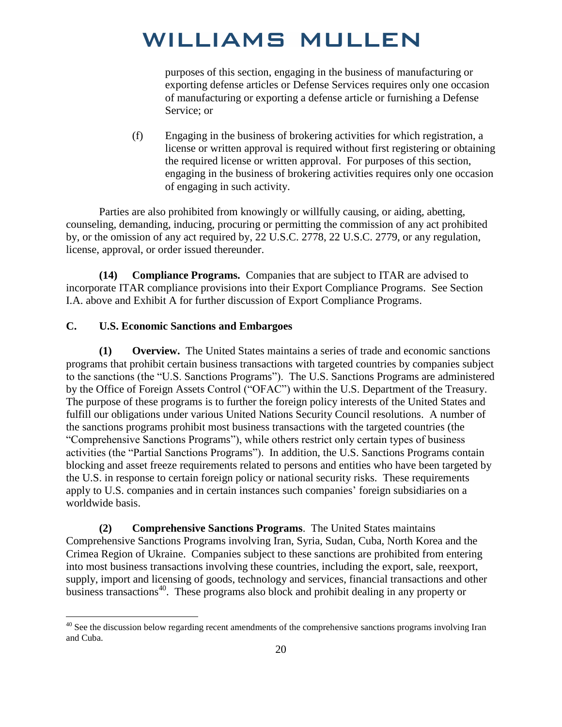purposes of this section, engaging in the business of manufacturing or exporting defense articles or Defense Services requires only one occasion of manufacturing or exporting a defense article or furnishing a Defense Service; or

(f) Engaging in the business of brokering activities for which registration, a license or written approval is required without first registering or obtaining the required license or written approval. For purposes of this section, engaging in the business of brokering activities requires only one occasion of engaging in such activity.

Parties are also prohibited from knowingly or willfully causing, or aiding, abetting, counseling, demanding, inducing, procuring or permitting the commission of any act prohibited by, or the omission of any act required by, 22 U.S.C. 2778, 22 U.S.C. 2779, or any regulation, license, approval, or order issued thereunder.

**(14) Compliance Programs.** Companies that are subject to ITAR are advised to incorporate ITAR compliance provisions into their Export Compliance Programs. See Section I.A. above and Exhibit A for further discussion of Export Compliance Programs.

## C. U.S. Economic Sanctions and Embargoes

**(1) Overview.** The United States maintains a series of trade and economic sanctions programs that prohibit certain business transactions with targeted countries by companies subject to the sanctions (the "U.S. Sanctions Programs"). The U.S. Sanctions Programs are administered by the Office of Foreign Assets Control ("OFAC") within the U.S. Department of the Treasury. The purpose of these programs is to further the foreign policy interests of the United States and fulfill our obligations under various United Nations Security Council resolutions. A number of the sanctions programs prohibit most business transactions with the targeted countries (the "Comprehensive Sanctions Programs"), while others restrict only certain types of business activities (the "Partial Sanctions Programs"). In addition, the U.S. Sanctions Programs contain blocking and asset freeze requirements related to persons and entities who have been targeted by the U.S. in response to certain foreign policy or national security risks. These requirements apply to U.S. companies and in certain instances such companies' foreign subsidiaries on a worldwide basis.

**(2) Comprehensive Sanctions Programs**. The United States maintains Comprehensive Sanctions Programs involving Iran, Syria, Sudan, Cuba, North Korea and the Crimea Region of Ukraine. Companies subject to these sanctions are prohibited from entering into most business transactions involving these countries, including the export, sale, reexport, supply, import and licensing of goods, technology and services, financial transactions and other business transactions[40]. These programs also block and prohibit dealing in any property or

[40] See the discussion below regarding recent amendments of the comprehensive sanctions programs involving Iran and Cuba.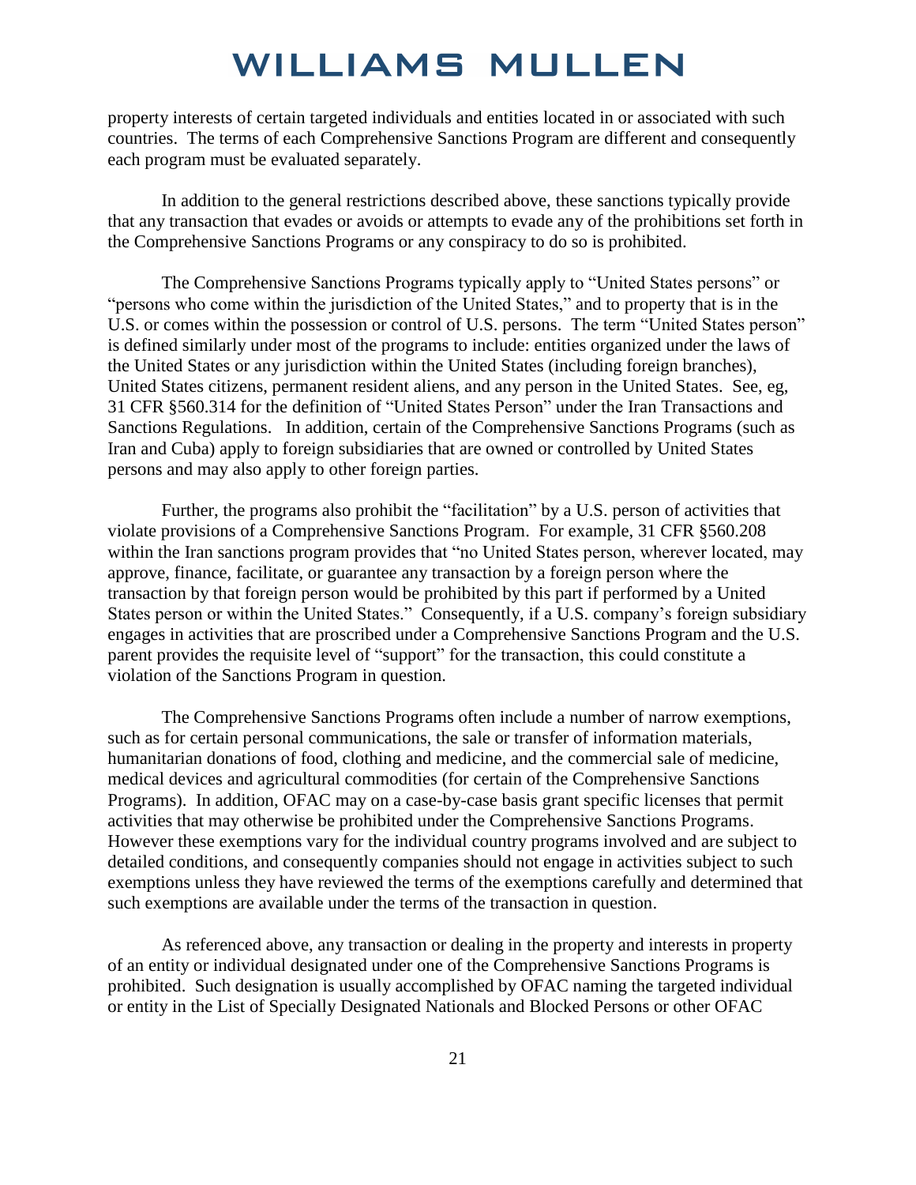property interests of certain targeted individuals and entities located in or associated with such countries. The terms of each Comprehensive Sanctions Program are different and consequently each program must be evaluated separately.

In addition to the general restrictions described above, these sanctions typically provide that any transaction that evades or avoids or attempts to evade any of the prohibitions set forth in the Comprehensive Sanctions Programs or any conspiracy to do so is prohibited.

The Comprehensive Sanctions Programs typically apply to "United States persons" or "persons who come within the jurisdiction of the United States," and to property that is in the U.S. or comes within the possession or control of U.S. persons. The term "United States person" is defined similarly under most of the programs to include: entities organized under the laws of the United States or any jurisdiction within the United States (including foreign branches), United States citizens, permanent resident aliens, and any person in the United States. See, eg, 31 CFR §560.314 for the definition of "United States Person" under the Iran Transactions and Sanctions Regulations. In addition, certain of the Comprehensive Sanctions Programs (such as Iran and Cuba) apply to foreign subsidiaries that are owned or controlled by United States persons and may also apply to other foreign parties.

Further, the programs also prohibit the "facilitation" by a U.S. person of activities that violate provisions of a Comprehensive Sanctions Program. For example, 31 CFR §560.208 within the Iran sanctions program provides that "no United States person, wherever located, may approve, finance, facilitate, or guarantee any transaction by a foreign person where the transaction by that foreign person would be prohibited by this part if performed by a United States person or within the United States." Consequently, if a U.S. company's foreign subsidiary engages in activities that are proscribed under a Comprehensive Sanctions Program and the U.S. parent provides the requisite level of "support" for the transaction, this could constitute a violation of the Sanctions Program in question.

The Comprehensive Sanctions Programs often include a number of narrow exemptions, such as for certain personal communications, the sale or transfer of information materials, humanitarian donations of food, clothing and medicine, and the commercial sale of medicine, medical devices and agricultural commodities (for certain of the Comprehensive Sanctions Programs). In addition, OFAC may on a case-by-case basis grant specific licenses that permit activities that may otherwise be prohibited under the Comprehensive Sanctions Programs. However these exemptions vary for the individual country programs involved and are subject to detailed conditions, and consequently companies should not engage in activities subject to such exemptions unless they have reviewed the terms of the exemptions carefully and determined that such exemptions are available under the terms of the transaction in question.

As referenced above, any transaction or dealing in the property and interests in property of an entity or individual designated under one of the Comprehensive Sanctions Programs is prohibited. Such designation is usually accomplished by OFAC naming the targeted individual or entity in the List of Specially Designated Nationals and Blocked Persons or other OFAC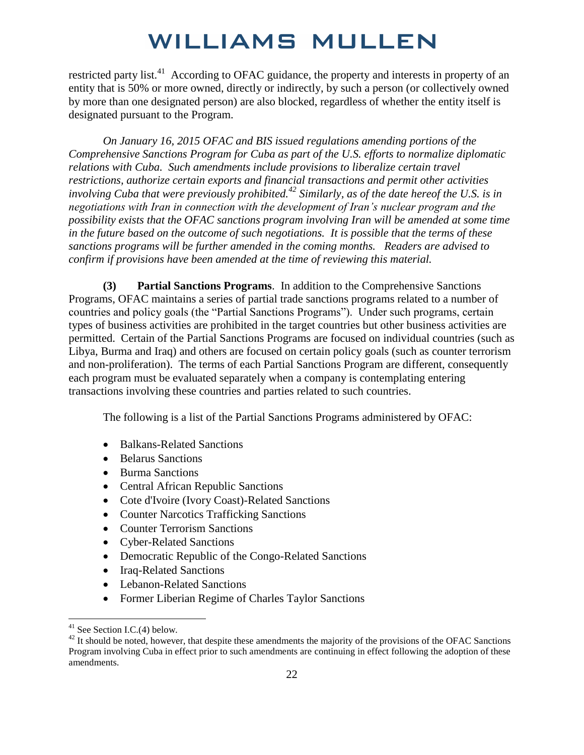restricted party list.[41] According to OFAC guidance, the property and interests in property of an entity that is 50% or more owned, directly or indirectly, by such a person (or collectively owned by more than one designated person) are also blocked, regardless of whether the entity itself is designated pursuant to the Program.

*On January 16, 2015 OFAC and BIS issued regulations amending portions of the Comprehensive Sanctions Program for Cuba as part of the U.S. efforts to normalize diplomatic relations with Cuba. Such amendments include provisions to liberalize certain travel restrictions, authorize certain exports and financial transactions and permit other activities involving Cuba that were previously prohibited.[42] Similarly, as of the date hereof the U.S. is in negotiations with Iran in connection with the development of Iran's nuclear program and the possibility exists that the OFAC sanctions program involving Iran will be amended at some time in the future based on the outcome of such negotiations. It is possible that the terms of these sanctions programs will be further amended in the coming months. Readers are advised to confirm if provisions have been amended at the time of reviewing this material.*

**(3) Partial Sanctions Programs**. In addition to the Comprehensive Sanctions Programs, OFAC maintains a series of partial trade sanctions programs related to a number of countries and policy goals (the "Partial Sanctions Programs"). Under such programs, certain types of business activities are prohibited in the target countries but other business activities are permitted. Certain of the Partial Sanctions Programs are focused on individual countries (such as Libya, Burma and Iraq) and others are focused on certain policy goals (such as counter terrorism and non-proliferation). The terms of each Partial Sanctions Program are different, consequently each program must be evaluated separately when a company is contemplating entering transactions involving these countries and parties related to such countries.

The following is a list of the Partial Sanctions Programs administered by OFAC:

- Balkans-Related Sanctions
- Belarus Sanctions
- Burma Sanctions
- Central African Republic Sanctions
- Cote d'Ivoire (Ivory Coast)-Related Sanctions
- Counter Narcotics Trafficking Sanctions
- Counter Terrorism Sanctions
- Cyber-Related Sanctions
- Democratic Republic of the Congo-Related Sanctions
- Iraq-Related Sanctions
- Lebanon-Related Sanctions
- Former Liberian Regime of Charles Taylor Sanctions

---

[41] See Section I.C.(4) below.

[42] It should be noted, however, that despite these amendments the majority of the provisions of the OFAC Sanctions Program involving Cuba in effect prior to such amendments are continuing in effect following the adoption of these amendments.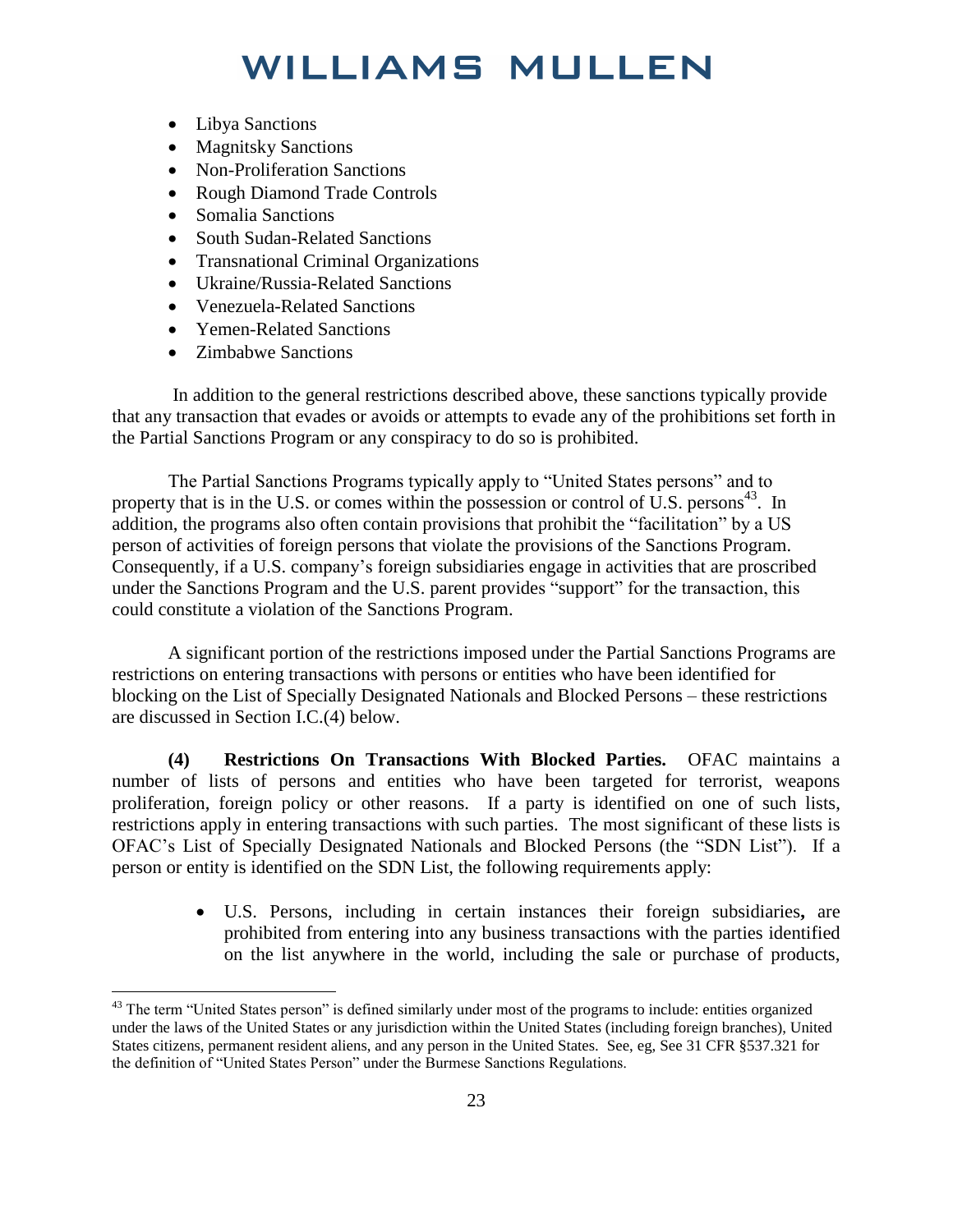- Libya Sanctions
- Magnitsky Sanctions
- Non-Proliferation Sanctions
- Rough Diamond Trade Controls
- Somalia Sanctions
- South Sudan-Related Sanctions
- Transnational Criminal Organizations
- Ukraine/Russia-Related Sanctions
- Venezuela-Related Sanctions
- Yemen-Related Sanctions
- Zimbabwe Sanctions

In addition to the general restrictions described above, these sanctions typically provide that any transaction that evades or avoids or attempts to evade any of the prohibitions set forth in the Partial Sanctions Program or any conspiracy to do so is prohibited.

The Partial Sanctions Programs typically apply to "United States persons" and to property that is in the U.S. or comes within the possession or control of U.S. persons[43]. In addition, the programs also often contain provisions that prohibit the "facilitation" by a US person of activities of foreign persons that violate the provisions of the Sanctions Program. Consequently, if a U.S. company's foreign subsidiaries engage in activities that are proscribed under the Sanctions Program and the U.S. parent provides "support" for the transaction, this could constitute a violation of the Sanctions Program.

A significant portion of the restrictions imposed under the Partial Sanctions Programs are restrictions on entering transactions with persons or entities who have been identified for blocking on the List of Specially Designated Nationals and Blocked Persons – these restrictions are discussed in Section I.C.(4) below.

**(4) Restrictions On Transactions With Blocked Parties.** OFAC maintains a number of lists of persons and entities who have been targeted for terrorist, weapons proliferation, foreign policy or other reasons. If a party is identified on one of such lists, restrictions apply in entering transactions with such parties. The most significant of these lists is OFAC's List of Specially Designated Nationals and Blocked Persons (the "SDN List"). If a person or entity is identified on the SDN List, the following requirements apply:

- U.S. Persons, including in certain instances their foreign subsidiaries**,** are prohibited from entering into any business transactions with the parties identified on the list anywhere in the world, including the sale or purchase of products,

---

[43] The term "United States person" is defined similarly under most of the programs to include: entities organized under the laws of the United States or any jurisdiction within the United States (including foreign branches), United States citizens, permanent resident aliens, and any person in the United States. See, eg, See 31 CFR §537.321 for the definition of "United States Person" under the Burmese Sanctions Regulations.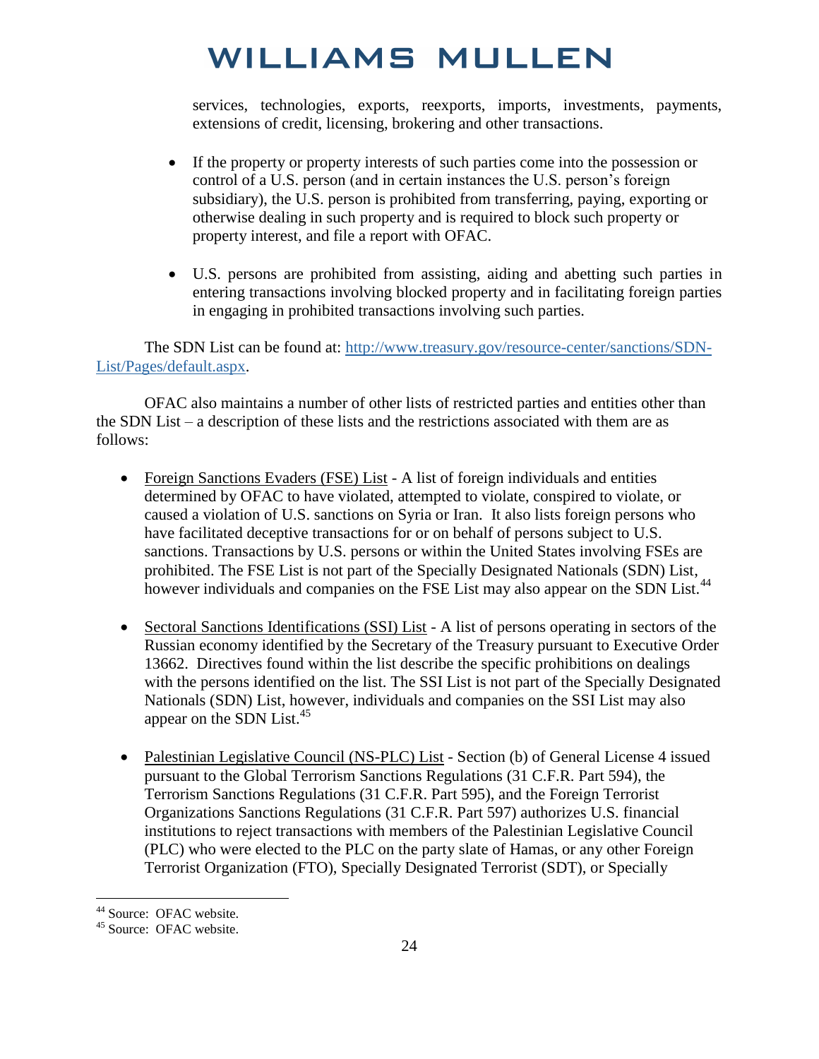services, technologies, exports, reexports, imports, investments, payments, extensions of credit, licensing, brokering and other transactions.

- If the property or property interests of such parties come into the possession or control of a U.S. person (and in certain instances the U.S. person's foreign subsidiary), the U.S. person is prohibited from transferring, paying, exporting or otherwise dealing in such property and is required to block such property or property interest, and file a report with OFAC.

- U.S. persons are prohibited from assisting, aiding and abetting such parties in entering transactions involving blocked property and in facilitating foreign parties in engaging in prohibited transactions involving such parties.

The SDN List can be found at: [http://www.treasury.gov/resource-center/sanctions/SDN-List/Pages/default.aspx](http://www.treasury.gov/resource-center/sanctions/SDN-List/Pages/default.aspx).

OFAC also maintains a number of other lists of restricted parties and entities other than the SDN List – a description of these lists and the restrictions associated with them are as follows:

- Foreign Sanctions Evaders (FSE) List - A list of foreign individuals and entities determined by OFAC to have violated, attempted to violate, conspired to violate, or caused a violation of U.S. sanctions on Syria or Iran. It also lists foreign persons who have facilitated deceptive transactions for or on behalf of persons subject to U.S. sanctions. Transactions by U.S. persons or within the United States involving FSEs are prohibited. The FSE List is not part of the Specially Designated Nationals (SDN) List, however individuals and companies on the FSE List may also appear on the SDN List.[44]

- Sectoral Sanctions Identifications (SSI) List - A list of persons operating in sectors of the Russian economy identified by the Secretary of the Treasury pursuant to Executive Order 13662. Directives found within the list describe the specific prohibitions on dealings with the persons identified on the list. The SSI List is not part of the Specially Designated Nationals (SDN) List, however, individuals and companies on the SSI List may also appear on the SDN List.[45]

- Palestinian Legislative Council (NS-PLC) List - Section (b) of General License 4 issued pursuant to the Global Terrorism Sanctions Regulations (31 C.F.R. Part 594), the Terrorism Sanctions Regulations (31 C.F.R. Part 595), and the Foreign Terrorist Organizations Sanctions Regulations (31 C.F.R. Part 597) authorizes U.S. financial institutions to reject transactions with members of the Palestinian Legislative Council (PLC) who were elected to the PLC on the party slate of Hamas, or any other Foreign Terrorist Organization (FTO), Specially Designated Terrorist (SDT), or Specially

---

[44] Source: OFAC website.

[45] Source: OFAC website.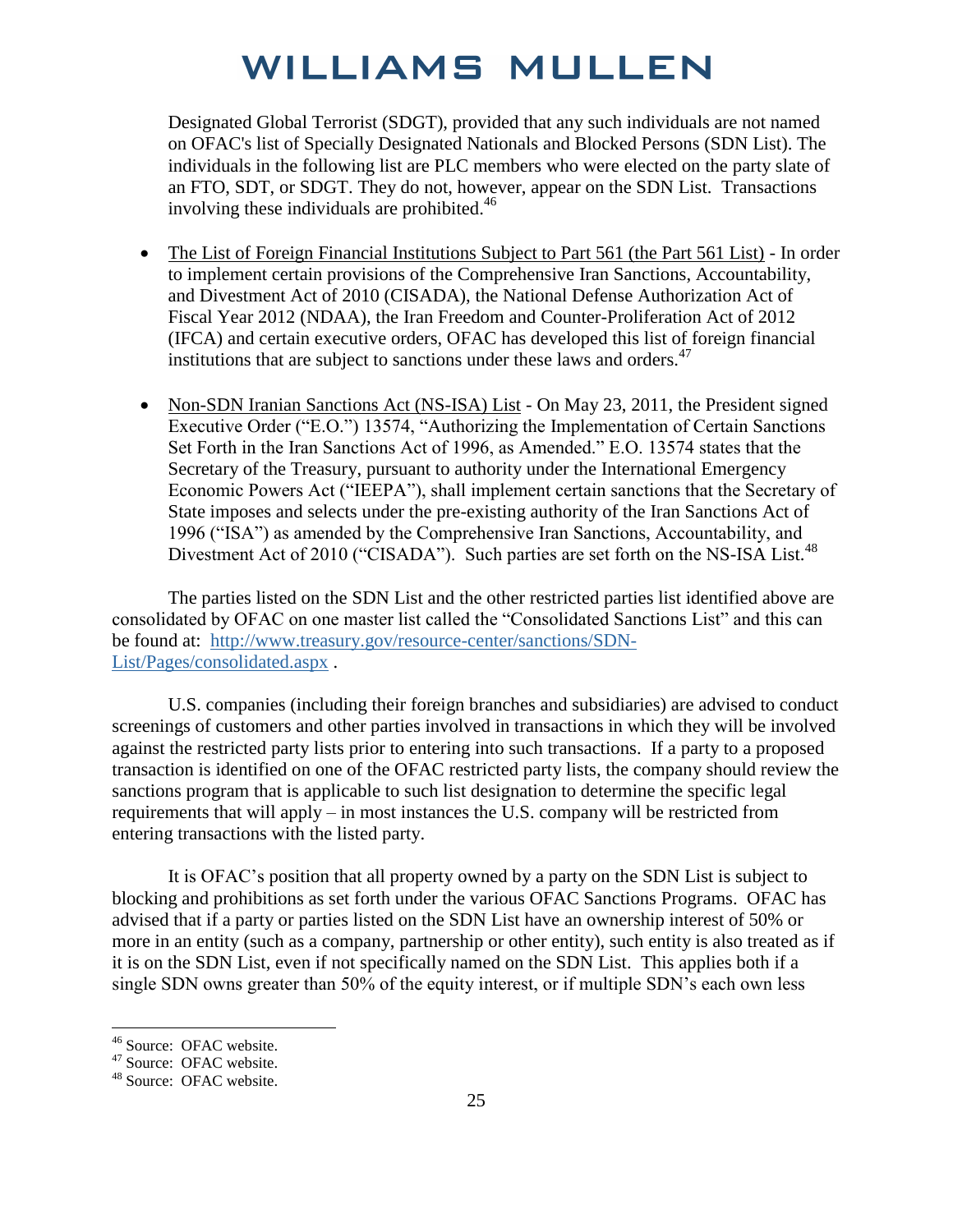Designated Global Terrorist (SDGT), provided that any such individuals are not named on OFAC's list of Specially Designated Nationals and Blocked Persons (SDN List). The individuals in the following list are PLC members who were elected on the party slate of an FTO, SDT, or SDGT. They do not, however, appear on the SDN List. Transactions involving these individuals are prohibited.[46]

- The List of Foreign Financial Institutions Subject to Part 561 (the Part 561 List) - In order to implement certain provisions of the Comprehensive Iran Sanctions, Accountability, and Divestment Act of 2010 (CISADA), the National Defense Authorization Act of Fiscal Year 2012 (NDAA), the Iran Freedom and Counter-Proliferation Act of 2012 (IFCA) and certain executive orders, OFAC has developed this list of foreign financial institutions that are subject to sanctions under these laws and orders.[47]

- Non-SDN Iranian Sanctions Act (NS-ISA) List - On May 23, 2011, the President signed Executive Order ("E.O.") 13574, "Authorizing the Implementation of Certain Sanctions Set Forth in the Iran Sanctions Act of 1996, as Amended." E.O. 13574 states that the Secretary of the Treasury, pursuant to authority under the International Emergency Economic Powers Act ("IEEPA"), shall implement certain sanctions that the Secretary of State imposes and selects under the pre-existing authority of the Iran Sanctions Act of 1996 ("ISA") as amended by the Comprehensive Iran Sanctions, Accountability, and Divestment Act of 2010 ("CISADA"). Such parties are set forth on the NS-ISA List.[48]

The parties listed on the SDN List and the other restricted parties list identified above are consolidated by OFAC on one master list called the "Consolidated Sanctions List" and this can be found at: http://www.treasury.gov/resource-center/sanctions/SDN-List/Pages/consolidated.aspx .

U.S. companies (including their foreign branches and subsidiaries) are advised to conduct screenings of customers and other parties involved in transactions in which they will be involved against the restricted party lists prior to entering into such transactions. If a party to a proposed transaction is identified on one of the OFAC restricted party lists, the company should review the sanctions program that is applicable to such list designation to determine the specific legal requirements that will apply – in most instances the U.S. company will be restricted from entering transactions with the listed party.

It is OFAC's position that all property owned by a party on the SDN List is subject to blocking and prohibitions as set forth under the various OFAC Sanctions Programs. OFAC has advised that if a party or parties listed on the SDN List have an ownership interest of 50% or more in an entity (such as a company, partnership or other entity), such entity is also treated as if it is on the SDN List, even if not specifically named on the SDN List. This applies both if a single SDN owns greater than 50% of the equity interest, or if multiple SDN's each own less

[46] Source: OFAC website.

[47] Source: OFAC website.

[48] Source: OFAC website.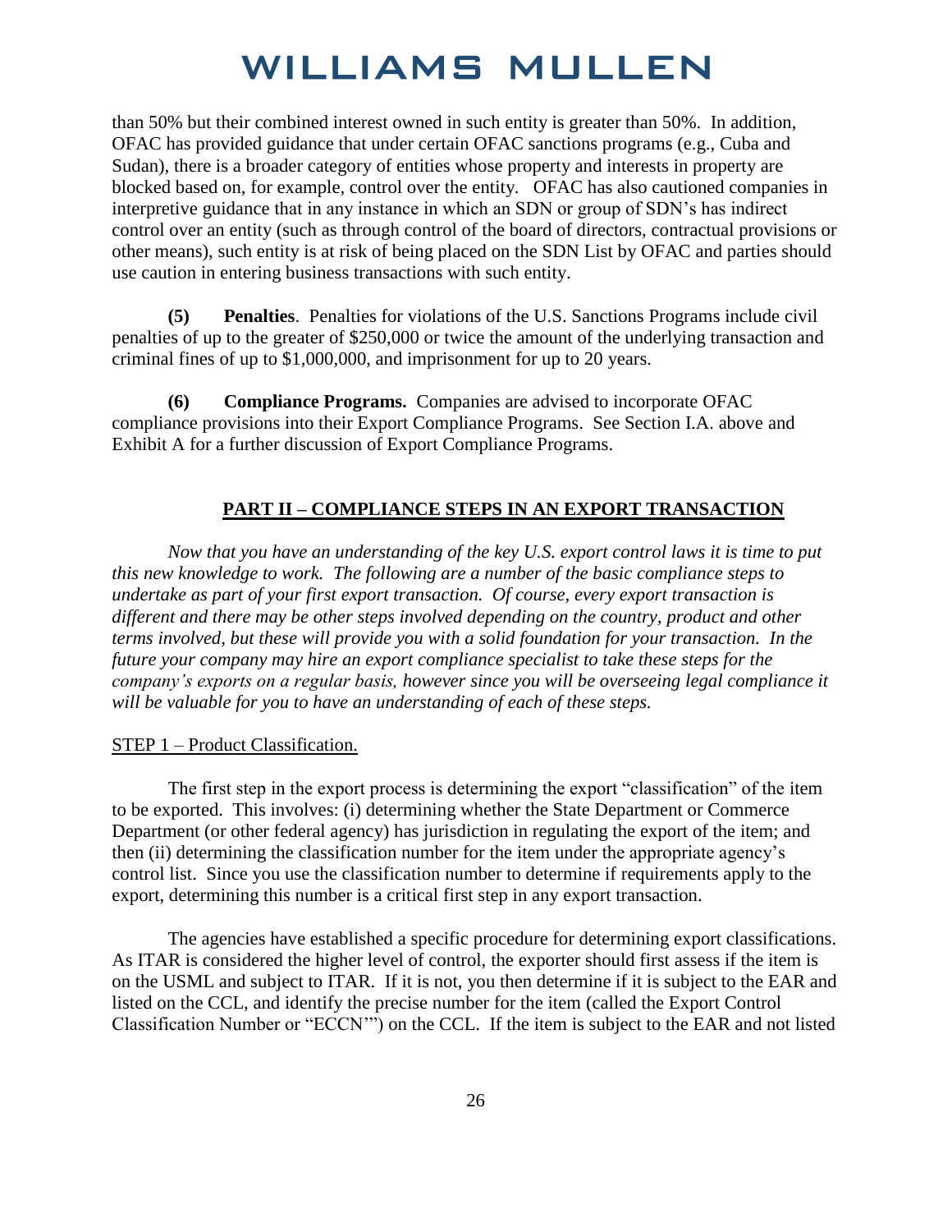than 50% but their combined interest owned in such entity is greater than 50%. In addition, OFAC has provided guidance that under certain OFAC sanctions programs (e.g., Cuba and Sudan), there is a broader category of entities whose property and interests in property are blocked based on, for example, control over the entity. OFAC has also cautioned companies in interpretive guidance that in any instance in which an SDN or group of SDN's has indirect control over an entity (such as through control of the board of directors, contractual provisions or other means), such entity is at risk of being placed on the SDN List by OFAC and parties should use caution in entering business transactions with such entity.

**(5) Penalties**. Penalties for violations of the U.S. Sanctions Programs include civil penalties of up to the greater of $250,000 or twice the amount of the underlying transaction and criminal fines of up to $1,000,000, and imprisonment for up to 20 years.

**(6) Compliance Programs.** Companies are advised to incorporate OFAC compliance provisions into their Export Compliance Programs. See Section I.A. above and Exhibit A for a further discussion of Export Compliance Programs.

## PART II – COMPLIANCE STEPS IN AN EXPORT TRANSACTION

*Now that you have an understanding of the key U.S. export control laws it is time to put this new knowledge to work. The following are a number of the basic compliance steps to undertake as part of your first export transaction. Of course, every export transaction is different and there may be other steps involved depending on the country, product and other terms involved, but these will provide you with a solid foundation for your transaction. In the future your company may hire an export compliance specialist to take these steps for the company's exports on a regular basis, however since you will be overseeing legal compliance it will be valuable for you to have an understanding of each of these steps.*

### STEP 1 – Product Classification.

The first step in the export process is determining the export "classification" of the item to be exported. This involves: (i) determining whether the State Department or Commerce Department (or other federal agency) has jurisdiction in regulating the export of the item; and then (ii) determining the classification number for the item under the appropriate agency's control list. Since you use the classification number to determine if requirements apply to the export, determining this number is a critical first step in any export transaction.

The agencies have established a specific procedure for determining export classifications. As ITAR is considered the higher level of control, the exporter should first assess if the item is on the USML and subject to ITAR. If it is not, you then determine if it is subject to the EAR and listed on the CCL, and identify the precise number for the item (called the Export Control Classification Number or "ECCN'") on the CCL. If the item is subject to the EAR and not listed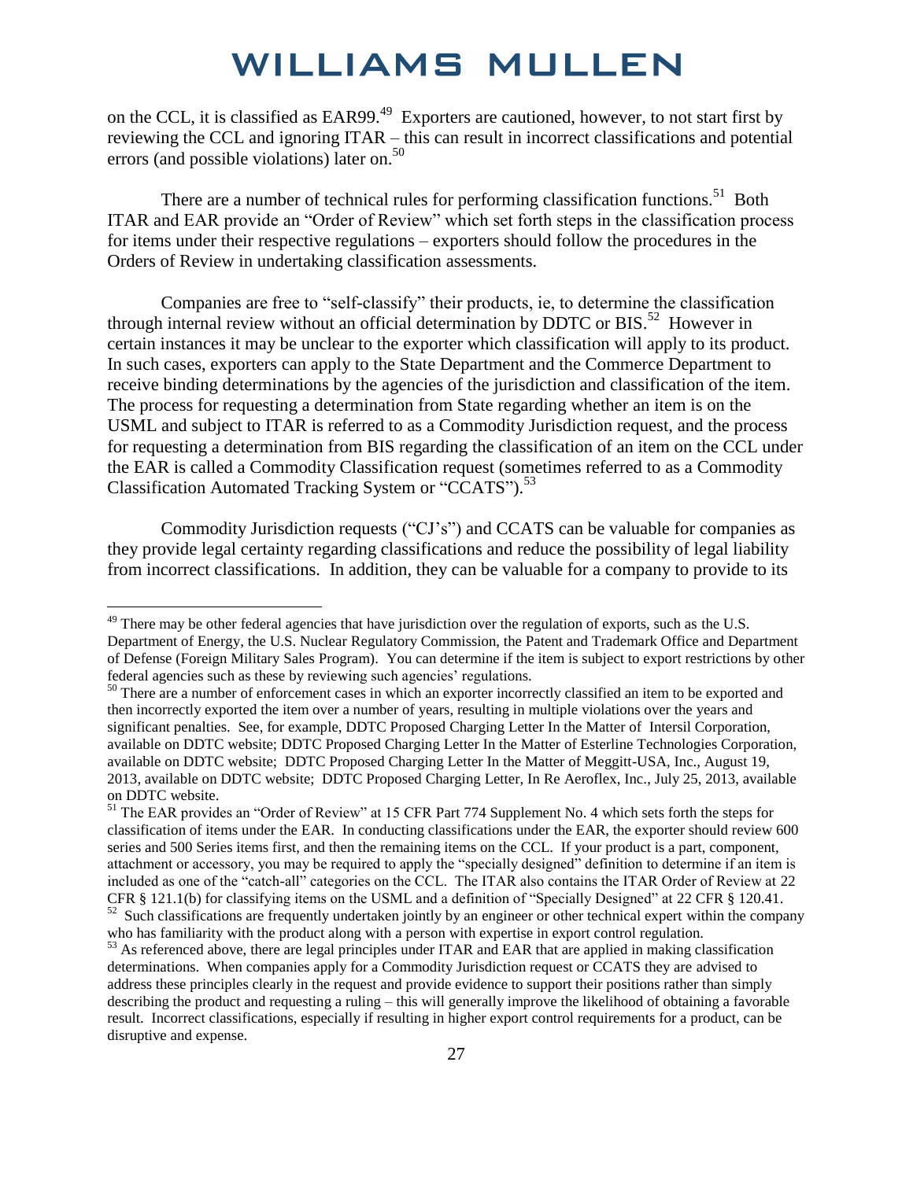on the CCL, it is classified as EAR99.[49] Exporters are cautioned, however, to not start first by reviewing the CCL and ignoring ITAR – this can result in incorrect classifications and potential errors (and possible violations) later on.[50]

There are a number of technical rules for performing classification functions.[51] Both ITAR and EAR provide an "Order of Review" which set forth steps in the classification process for items under their respective regulations – exporters should follow the procedures in the Orders of Review in undertaking classification assessments.

Companies are free to "self-classify" their products, ie, to determine the classification through internal review without an official determination by DDTC or BIS.[52] However in certain instances it may be unclear to the exporter which classification will apply to its product. In such cases, exporters can apply to the State Department and the Commerce Department to receive binding determinations by the agencies of the jurisdiction and classification of the item. The process for requesting a determination from State regarding whether an item is on the USML and subject to ITAR is referred to as a Commodity Jurisdiction request, and the process for requesting a determination from BIS regarding the classification of an item on the CCL under the EAR is called a Commodity Classification request (sometimes referred to as a Commodity Classification Automated Tracking System or "CCATS").[53]

Commodity Jurisdiction requests ("CJ's") and CCATS can be valuable for companies as they provide legal certainty regarding classifications and reduce the possibility of legal liability from incorrect classifications. In addition, they can be valuable for a company to provide to its

---

[49] There may be other federal agencies that have jurisdiction over the regulation of exports, such as the U.S. Department of Energy, the U.S. Nuclear Regulatory Commission, the Patent and Trademark Office and Department of Defense (Foreign Military Sales Program). You can determine if the item is subject to export restrictions by other federal agencies such as these by reviewing such agencies' regulations.

[50] There are a number of enforcement cases in which an exporter incorrectly classified an item to be exported and then incorrectly exported the item over a number of years, resulting in multiple violations over the years and significant penalties. See, for example, DDTC Proposed Charging Letter In the Matter of Intersil Corporation, available on DDTC website; DDTC Proposed Charging Letter In the Matter of Esterline Technologies Corporation, available on DDTC website; DDTC Proposed Charging Letter In the Matter of Meggitt-USA, Inc., August 19, 2013, available on DDTC website; DDTC Proposed Charging Letter, In Re Aeroflex, Inc., July 25, 2013, available on DDTC website.

[51] The EAR provides an "Order of Review" at 15 CFR Part 774 Supplement No. 4 which sets forth the steps for classification of items under the EAR. In conducting classifications under the EAR, the exporter should review 600 series and 500 Series items first, and then the remaining items on the CCL. If your product is a part, component, attachment or accessory, you may be required to apply the "specially designed" definition to determine if an item is included as one of the "catch-all" categories on the CCL. The ITAR also contains the ITAR Order of Review at 22 CFR § 121.1(b) for classifying items on the USML and a definition of "Specially Designed" at 22 CFR § 120.41.

[52] Such classifications are frequently undertaken jointly by an engineer or other technical expert within the company who has familiarity with the product along with a person with expertise in export control regulation.

[53] As referenced above, there are legal principles under ITAR and EAR that are applied in making classification determinations. When companies apply for a Commodity Jurisdiction request or CCATS they are advised to address these principles clearly in the request and provide evidence to support their positions rather than simply describing the product and requesting a ruling – this will generally improve the likelihood of obtaining a favorable result. Incorrect classifications, especially if resulting in higher export control requirements for a product, can be disruptive and expense.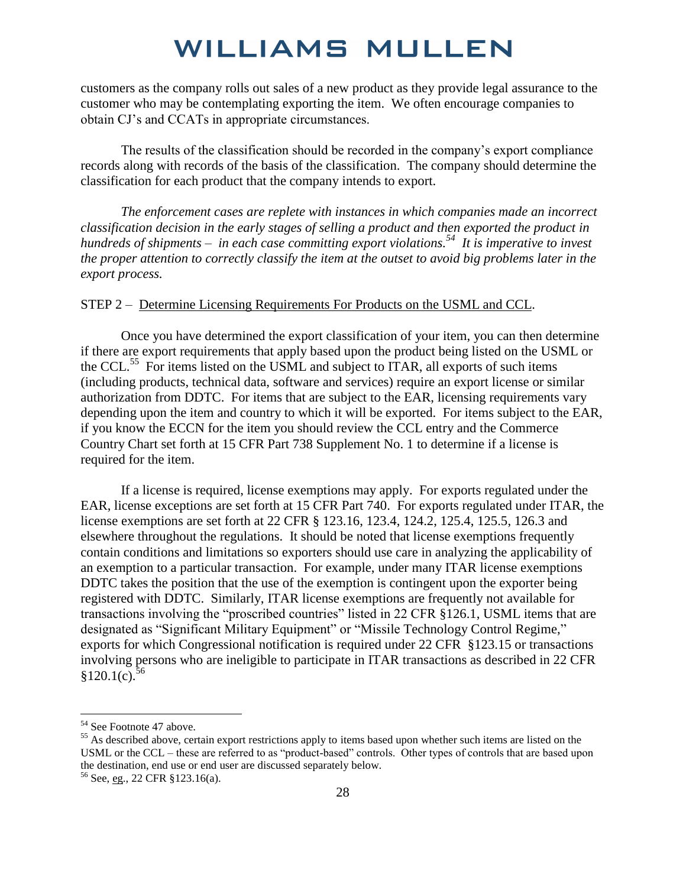customers as the company rolls out sales of a new product as they provide legal assurance to the customer who may be contemplating exporting the item. We often encourage companies to obtain CJ's and CCATs in appropriate circumstances.

The results of the classification should be recorded in the company's export compliance records along with records of the basis of the classification. The company should determine the classification for each product that the company intends to export.

*The enforcement cases are replete with instances in which companies made an incorrect classification decision in the early stages of selling a product and then exported the product in hundreds of shipments – in each case committing export violations.*[54] *It is imperative to invest the proper attention to correctly classify the item at the outset to avoid big problems later in the export process.*

STEP 2 – Determine Licensing Requirements For Products on the USML and CCL.

Once you have determined the export classification of your item, you can then determine if there are export requirements that apply based upon the product being listed on the USML or the CCL.[55] For items listed on the USML and subject to ITAR, all exports of such items (including products, technical data, software and services) require an export license or similar authorization from DDTC. For items that are subject to the EAR, licensing requirements vary depending upon the item and country to which it will be exported. For items subject to the EAR, if you know the ECCN for the item you should review the CCL entry and the Commerce Country Chart set forth at 15 CFR Part 738 Supplement No. 1 to determine if a license is required for the item.

If a license is required, license exemptions may apply. For exports regulated under the EAR, license exceptions are set forth at 15 CFR Part 740. For exports regulated under ITAR, the license exemptions are set forth at 22 CFR § 123.16, 123.4, 124.2, 125.4, 125.5, 126.3 and elsewhere throughout the regulations. It should be noted that license exemptions frequently contain conditions and limitations so exporters should use care in analyzing the applicability of an exemption to a particular transaction. For example, under many ITAR license exemptions DDTC takes the position that the use of the exemption is contingent upon the exporter being registered with DDTC. Similarly, ITAR license exemptions are frequently not available for transactions involving the "proscribed countries" listed in 22 CFR §126.1, USML items that are designated as "Significant Military Equipment" or "Missile Technology Control Regime," exports for which Congressional notification is required under 22 CFR §123.15 or transactions involving persons who are ineligible to participate in ITAR transactions as described in 22 CFR §120.1(c).[56]

---

[54] See Footnote 47 above.

[55] As described above, certain export restrictions apply to items based upon whether such items are listed on the USML or the CCL – these are referred to as "product-based" controls. Other types of controls that are based upon the destination, end use or end user are discussed separately below.

[56] See, eg., 22 CFR §123.16(a).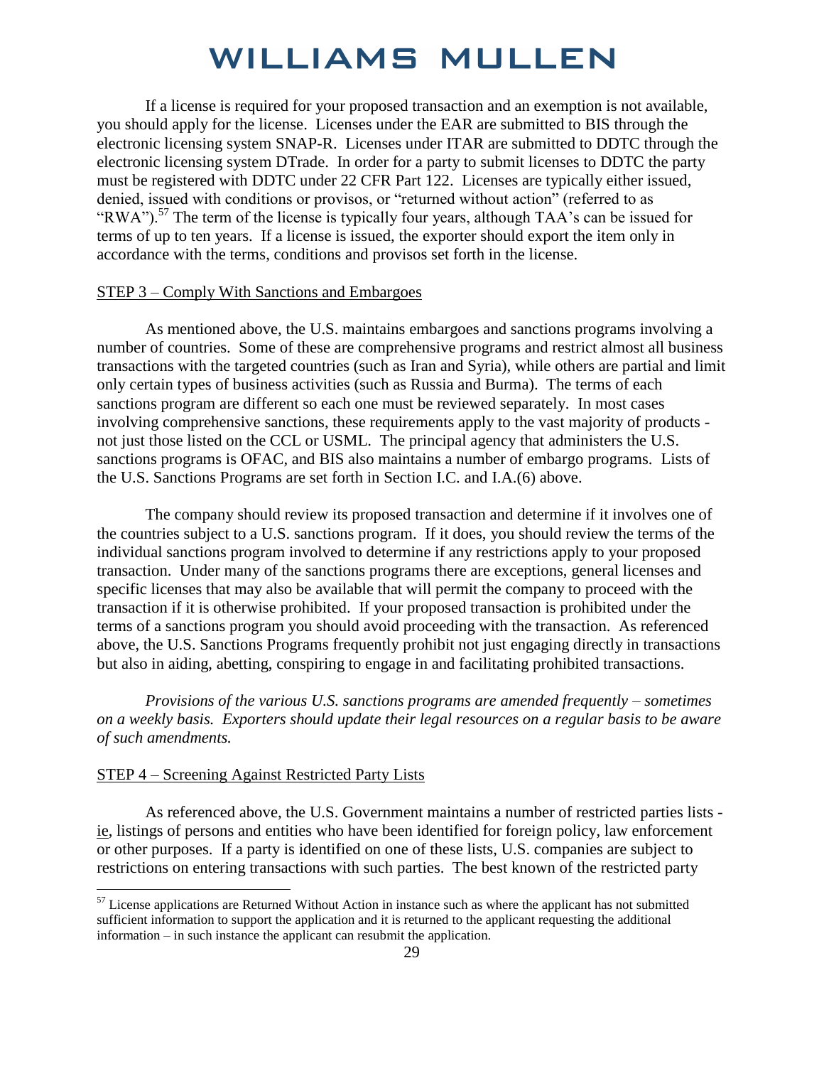If a license is required for your proposed transaction and an exemption is not available, you should apply for the license. Licenses under the EAR are submitted to BIS through the electronic licensing system SNAP-R. Licenses under ITAR are submitted to DDTC through the electronic licensing system DTrade. In order for a party to submit licenses to DDTC the party must be registered with DDTC under 22 CFR Part 122. Licenses are typically either issued, denied, issued with conditions or provisos, or "returned without action" (referred to as "RWA").[57] The term of the license is typically four years, although TAA's can be issued for terms of up to ten years. If a license is issued, the exporter should export the item only in accordance with the terms, conditions and provisos set forth in the license.

<u>STEP 3 – Comply With Sanctions and Embargoes</u>

As mentioned above, the U.S. maintains embargoes and sanctions programs involving a number of countries. Some of these are comprehensive programs and restrict almost all business transactions with the targeted countries (such as Iran and Syria), while others are partial and limit only certain types of business activities (such as Russia and Burma). The terms of each sanctions program are different so each one must be reviewed separately. In most cases involving comprehensive sanctions, these requirements apply to the vast majority of products - not just those listed on the CCL or USML. The principal agency that administers the U.S. sanctions programs is OFAC, and BIS also maintains a number of embargo programs. Lists of the U.S. Sanctions Programs are set forth in Section I.C. and I.A.(6) above.

The company should review its proposed transaction and determine if it involves one of the countries subject to a U.S. sanctions program. If it does, you should review the terms of the individual sanctions program involved to determine if any restrictions apply to your proposed transaction. Under many of the sanctions programs there are exceptions, general licenses and specific licenses that may also be available that will permit the company to proceed with the transaction if it is otherwise prohibited. If your proposed transaction is prohibited under the terms of a sanctions program you should avoid proceeding with the transaction. As referenced above, the U.S. Sanctions Programs frequently prohibit not just engaging directly in transactions but also in aiding, abetting, conspiring to engage in and facilitating prohibited transactions.

*Provisions of the various U.S. sanctions programs are amended frequently – sometimes on a weekly basis. Exporters should update their legal resources on a regular basis to be aware of such amendments.*

<u>STEP 4 – Screening Against Restricted Party Lists</u>

As referenced above, the U.S. Government maintains a number of restricted parties lists - <u>ie</u>, listings of persons and entities who have been identified for foreign policy, law enforcement or other purposes. If a party is identified on one of these lists, U.S. companies are subject to restrictions on entering transactions with such parties. The best known of the restricted party

---

[57] License applications are Returned Without Action in instance such as where the applicant has not submitted sufficient information to support the application and it is returned to the applicant requesting the additional information – in such instance the applicant can resubmit the application.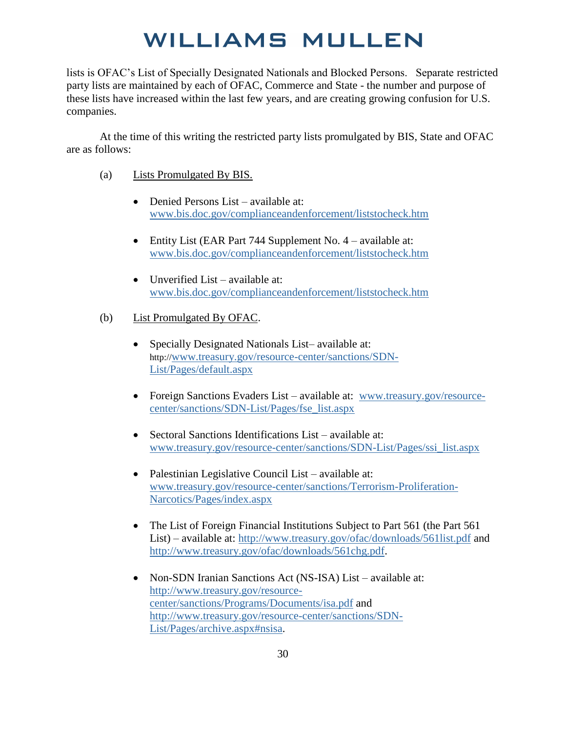lists is OFAC's List of Specially Designated Nationals and Blocked Persons. Separate restricted party lists are maintained by each of OFAC, Commerce and State - the number and purpose of these lists have increased within the last few years, and are creating growing confusion for U.S. companies.

At the time of this writing the restricted party lists promulgated by BIS, State and OFAC are as follows:

(a) Lists Promulgated By BIS.

- Denied Persons List – available at: www.bis.doc.gov/complianceandenforcement/liststocheck.htm
- Entity List (EAR Part 744 Supplement No. 4 – available at: www.bis.doc.gov/complianceandenforcement/liststocheck.htm
- Unverified List – available at: www.bis.doc.gov/complianceandenforcement/liststocheck.htm

(b) List Promulgated By OFAC.

- Specially Designated Nationals List– available at: http://www.treasury.gov/resource-center/sanctions/SDN-List/Pages/default.aspx
- Foreign Sanctions Evaders List – available at: www.treasury.gov/resource-center/sanctions/SDN-List/Pages/fse_list.aspx
- Sectoral Sanctions Identifications List – available at: www.treasury.gov/resource-center/sanctions/SDN-List/Pages/ssi_list.aspx
- Palestinian Legislative Council List – available at: www.treasury.gov/resource-center/sanctions/Terrorism-Proliferation-Narcotics/Pages/index.aspx
- The List of Foreign Financial Institutions Subject to Part 561 (the Part 561 List) – available at: http://www.treasury.gov/ofac/downloads/561list.pdf and http://www.treasury.gov/ofac/downloads/561chg.pdf.
- Non-SDN Iranian Sanctions Act (NS-ISA) List – available at: http://www.treasury.gov/resource-center/sanctions/Programs/Documents/isa.pdf and http://www.treasury.gov/resource-center/sanctions/SDN-List/Pages/archive.aspx#nsisa.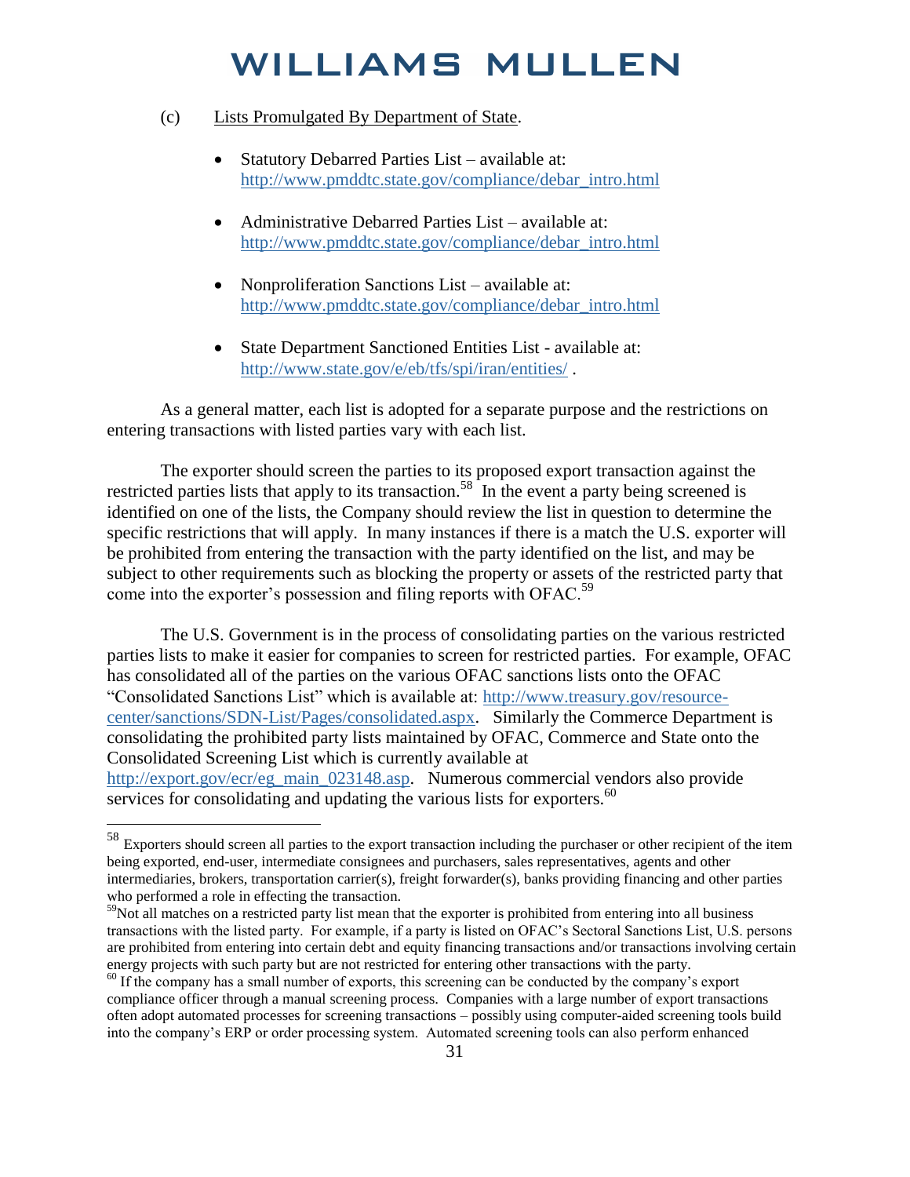(c) Lists Promulgated By Department of State.

- Statutory Debarred Parties List – available at: http://www.pmddtc.state.gov/compliance/debar_intro.html
- Administrative Debarred Parties List – available at: http://www.pmddtc.state.gov/compliance/debar_intro.html
- Nonproliferation Sanctions List – available at: http://www.pmddtc.state.gov/compliance/debar_intro.html
- State Department Sanctioned Entities List - available at: http://www.state.gov/e/eb/tfs/spi/iran/entities/ .

As a general matter, each list is adopted for a separate purpose and the restrictions on entering transactions with listed parties vary with each list.

The exporter should screen the parties to its proposed export transaction against the restricted parties lists that apply to its transaction.[58] In the event a party being screened is identified on one of the lists, the Company should review the list in question to determine the specific restrictions that will apply. In many instances if there is a match the U.S. exporter will be prohibited from entering the transaction with the party identified on the list, and may be subject to other requirements such as blocking the property or assets of the restricted party that come into the exporter's possession and filing reports with OFAC.[59]

The U.S. Government is in the process of consolidating parties on the various restricted parties lists to make it easier for companies to screen for restricted parties. For example, OFAC has consolidated all of the parties on the various OFAC sanctions lists onto the OFAC "Consolidated Sanctions List" which is available at: http://www.treasury.gov/resource-center/sanctions/SDN-List/Pages/consolidated.aspx. Similarly the Commerce Department is consolidating the prohibited party lists maintained by OFAC, Commerce and State onto the Consolidated Screening List which is currently available at http://export.gov/ecr/eg_main_023148.asp. Numerous commercial vendors also provide services for consolidating and updating the various lists for exporters.[60]

---

[58] Exporters should screen all parties to the export transaction including the purchaser or other recipient of the item being exported, end-user, intermediate consignees and purchasers, sales representatives, agents and other intermediaries, brokers, transportation carrier(s), freight forwarder(s), banks providing financing and other parties who performed a role in effecting the transaction.

[59] Not all matches on a restricted party list mean that the exporter is prohibited from entering into all business transactions with the listed party. For example, if a party is listed on OFAC's Sectoral Sanctions List, U.S. persons are prohibited from entering into certain debt and equity financing transactions and/or transactions involving certain energy projects with such party but are not restricted for entering other transactions with the party.

[60] If the company has a small number of exports, this screening can be conducted by the company's export compliance officer through a manual screening process. Companies with a large number of export transactions often adopt automated processes for screening transactions – possibly using computer-aided screening tools build into the company's ERP or order processing system. Automated screening tools can also perform enhanced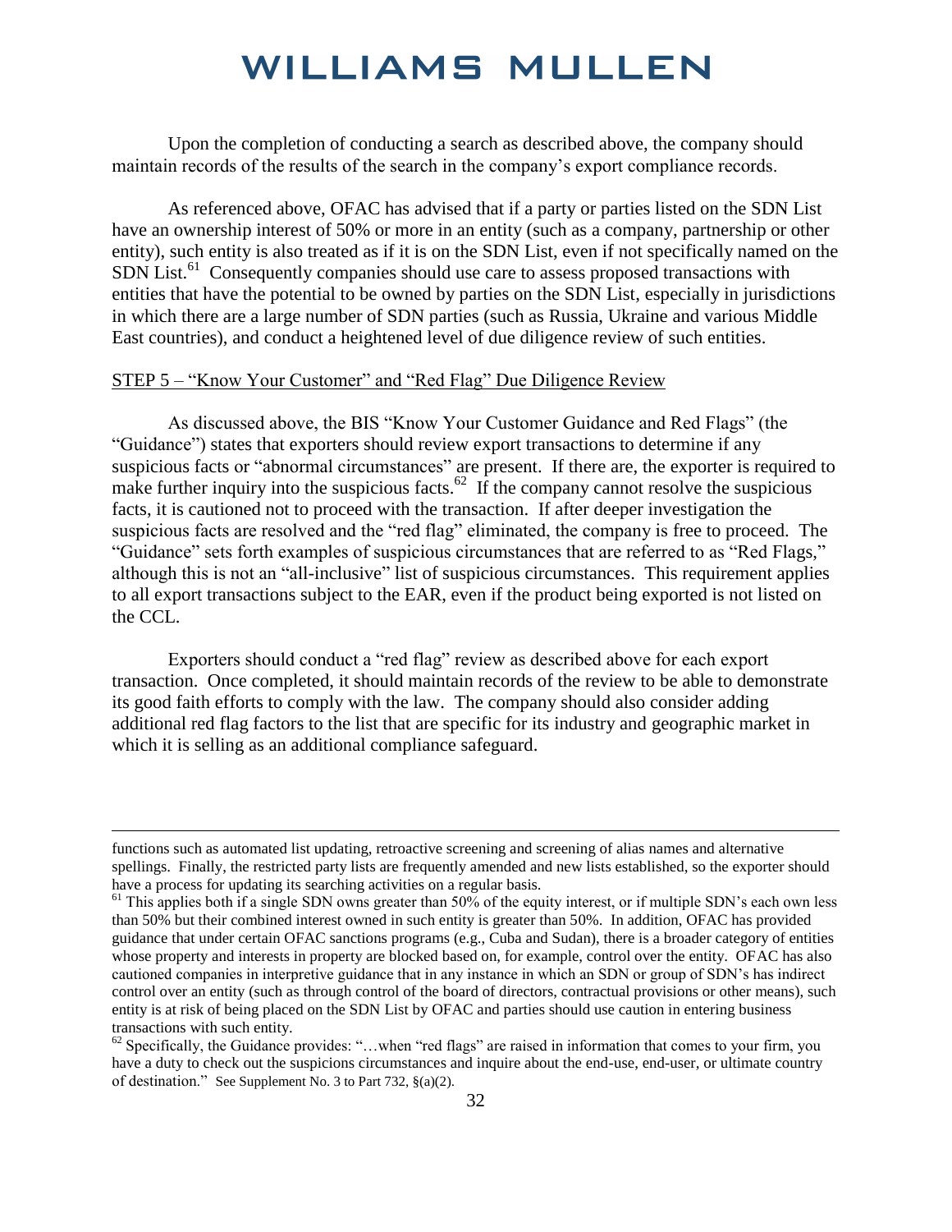Upon the completion of conducting a search as described above, the company should maintain records of the results of the search in the company's export compliance records.

As referenced above, OFAC has advised that if a party or parties listed on the SDN List have an ownership interest of 50% or more in an entity (such as a company, partnership or other entity), such entity is also treated as if it is on the SDN List, even if not specifically named on the SDN List.[61] Consequently companies should use care to assess proposed transactions with entities that have the potential to be owned by parties on the SDN List, especially in jurisdictions in which there are a large number of SDN parties (such as Russia, Ukraine and various Middle East countries), and conduct a heightened level of due diligence review of such entities.

STEP 5 – "Know Your Customer" and "Red Flag" Due Diligence Review

As discussed above, the BIS "Know Your Customer Guidance and Red Flags" (the "Guidance") states that exporters should review export transactions to determine if any suspicious facts or "abnormal circumstances" are present. If there are, the exporter is required to make further inquiry into the suspicious facts.[62] If the company cannot resolve the suspicious facts, it is cautioned not to proceed with the transaction. If after deeper investigation the suspicious facts are resolved and the "red flag" eliminated, the company is free to proceed. The "Guidance" sets forth examples of suspicious circumstances that are referred to as "Red Flags," although this is not an "all-inclusive" list of suspicious circumstances. This requirement applies to all export transactions subject to the EAR, even if the product being exported is not listed on the CCL.

Exporters should conduct a "red flag" review as described above for each export transaction. Once completed, it should maintain records of the review to be able to demonstrate its good faith efforts to comply with the law. The company should also consider adding additional red flag factors to the list that are specific for its industry and geographic market in which it is selling as an additional compliance safeguard.

---

functions such as automated list updating, retroactive screening and screening of alias names and alternative spellings. Finally, the restricted party lists are frequently amended and new lists established, so the exporter should have a process for updating its searching activities on a regular basis.

[61] This applies both if a single SDN owns greater than 50% of the equity interest, or if multiple SDN's each own less than 50% but their combined interest owned in such entity is greater than 50%. In addition, OFAC has provided guidance that under certain OFAC sanctions programs (e.g., Cuba and Sudan), there is a broader category of entities whose property and interests in property are blocked based on, for example, control over the entity. OFAC has also cautioned companies in interpretive guidance that in any instance in which an SDN or group of SDN's has indirect control over an entity (such as through control of the board of directors, contractual provisions or other means), such entity is at risk of being placed on the SDN List by OFAC and parties should use caution in entering business transactions with such entity.

[62] Specifically, the Guidance provides: "…when "red flags" are raised in information that comes to your firm, you have a duty to check out the suspicions circumstances and inquire about the end-use, end-user, or ultimate country of destination." See Supplement No. 3 to Part 732, §(a)(2).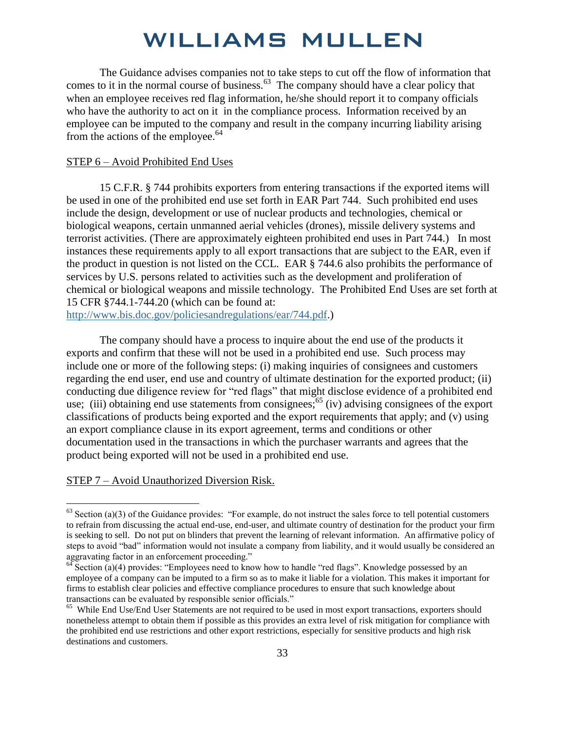The Guidance advises companies not to take steps to cut off the flow of information that comes to it in the normal course of business.[63] The company should have a clear policy that when an employee receives red flag information, he/she should report it to company officials who have the authority to act on it in the compliance process. Information received by an employee can be imputed to the company and result in the company incurring liability arising from the actions of the employee.[64]

STEP 6 – Avoid Prohibited End Uses

15 C.F.R. § 744 prohibits exporters from entering transactions if the exported items will be used in one of the prohibited end use set forth in EAR Part 744. Such prohibited end uses include the design, development or use of nuclear products and technologies, chemical or biological weapons, certain unmanned aerial vehicles (drones), missile delivery systems and terrorist activities. (There are approximately eighteen prohibited end uses in Part 744.) In most instances these requirements apply to all export transactions that are subject to the EAR, even if the product in question is not listed on the CCL. EAR § 744.6 also prohibits the performance of services by U.S. persons related to activities such as the development and proliferation of chemical or biological weapons and missile technology. The Prohibited End Uses are set forth at 15 CFR §744.1-744.20 (which can be found at: http://www.bis.doc.gov/policiesandregulations/ear/744.pdf.)

The company should have a process to inquire about the end use of the products it exports and confirm that these will not be used in a prohibited end use. Such process may include one or more of the following steps: (i) making inquiries of consignees and customers regarding the end user, end use and country of ultimate destination for the exported product; (ii) conducting due diligence review for "red flags" that might disclose evidence of a prohibited end use; (iii) obtaining end use statements from consignees;[65] (iv) advising consignees of the export classifications of products being exported and the export requirements that apply; and (v) using an export compliance clause in its export agreement, terms and conditions or other documentation used in the transactions in which the purchaser warrants and agrees that the product being exported will not be used in a prohibited end use.

STEP 7 – Avoid Unauthorized Diversion Risk.

---

[63] Section (a)(3) of the Guidance provides: "For example, do not instruct the sales force to tell potential customers to refrain from discussing the actual end-use, end-user, and ultimate country of destination for the product your firm is seeking to sell. Do not put on blinders that prevent the learning of relevant information. An affirmative policy of steps to avoid "bad" information would not insulate a company from liability, and it would usually be considered an aggravating factor in an enforcement proceeding."

[64] Section (a)(4) provides: "Employees need to know how to handle "red flags". Knowledge possessed by an employee of a company can be imputed to a firm so as to make it liable for a violation. This makes it important for firms to establish clear policies and effective compliance procedures to ensure that such knowledge about transactions can be evaluated by responsible senior officials."

[65] While End Use/End User Statements are not required to be used in most export transactions, exporters should nonetheless attempt to obtain them if possible as this provides an extra level of risk mitigation for compliance with the prohibited end use restrictions and other export restrictions, especially for sensitive products and high risk destinations and customers.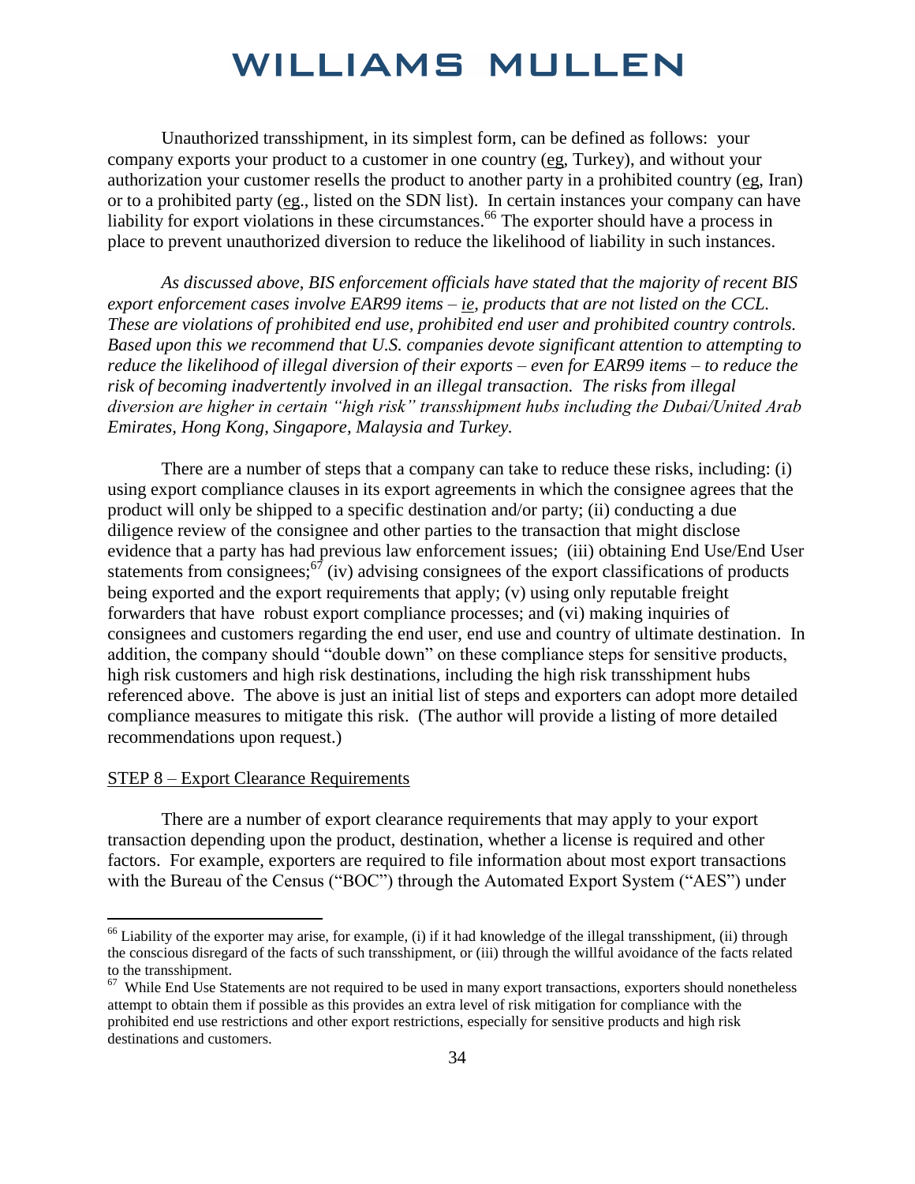Unauthorized transshipment, in its simplest form, can be defined as follows: your company exports your product to a customer in one country (eg, Turkey), and without your authorization your customer resells the product to another party in a prohibited country (eg, Iran) or to a prohibited party (eg., listed on the SDN list). In certain instances your company can have liability for export violations in these circumstances.[66] The exporter should have a process in place to prevent unauthorized diversion to reduce the likelihood of liability in such instances.

*As discussed above, BIS enforcement officials have stated that the majority of recent BIS export enforcement cases involve EAR99 items – ie, products that are not listed on the CCL. These are violations of prohibited end use, prohibited end user and prohibited country controls. Based upon this we recommend that U.S. companies devote significant attention to attempting to reduce the likelihood of illegal diversion of their exports – even for EAR99 items – to reduce the risk of becoming inadvertently involved in an illegal transaction. The risks from illegal diversion are higher in certain "high risk" transshipment hubs including the Dubai/United Arab Emirates, Hong Kong, Singapore, Malaysia and Turkey.*

There are a number of steps that a company can take to reduce these risks, including: (i) using export compliance clauses in its export agreements in which the consignee agrees that the product will only be shipped to a specific destination and/or party; (ii) conducting a due diligence review of the consignee and other parties to the transaction that might disclose evidence that a party has had previous law enforcement issues; (iii) obtaining End Use/End User statements from consignees;[67] (iv) advising consignees of the export classifications of products being exported and the export requirements that apply; (v) using only reputable freight forwarders that have robust export compliance processes; and (vi) making inquiries of consignees and customers regarding the end user, end use and country of ultimate destination. In addition, the company should "double down" on these compliance steps for sensitive products, high risk customers and high risk destinations, including the high risk transshipment hubs referenced above. The above is just an initial list of steps and exporters can adopt more detailed compliance measures to mitigate this risk. (The author will provide a listing of more detailed recommendations upon request.)

## STEP 8 – Export Clearance Requirements

There are a number of export clearance requirements that may apply to your export transaction depending upon the product, destination, whether a license is required and other factors. For example, exporters are required to file information about most export transactions with the Bureau of the Census ("BOC") through the Automated Export System ("AES") under

---

[66] Liability of the exporter may arise, for example, (i) if it had knowledge of the illegal transshipment, (ii) through the conscious disregard of the facts of such transshipment, or (iii) through the willful avoidance of the facts related to the transshipment.

[67] While End Use Statements are not required to be used in many export transactions, exporters should nonetheless attempt to obtain them if possible as this provides an extra level of risk mitigation for compliance with the prohibited end use restrictions and other export restrictions, especially for sensitive products and high risk destinations and customers.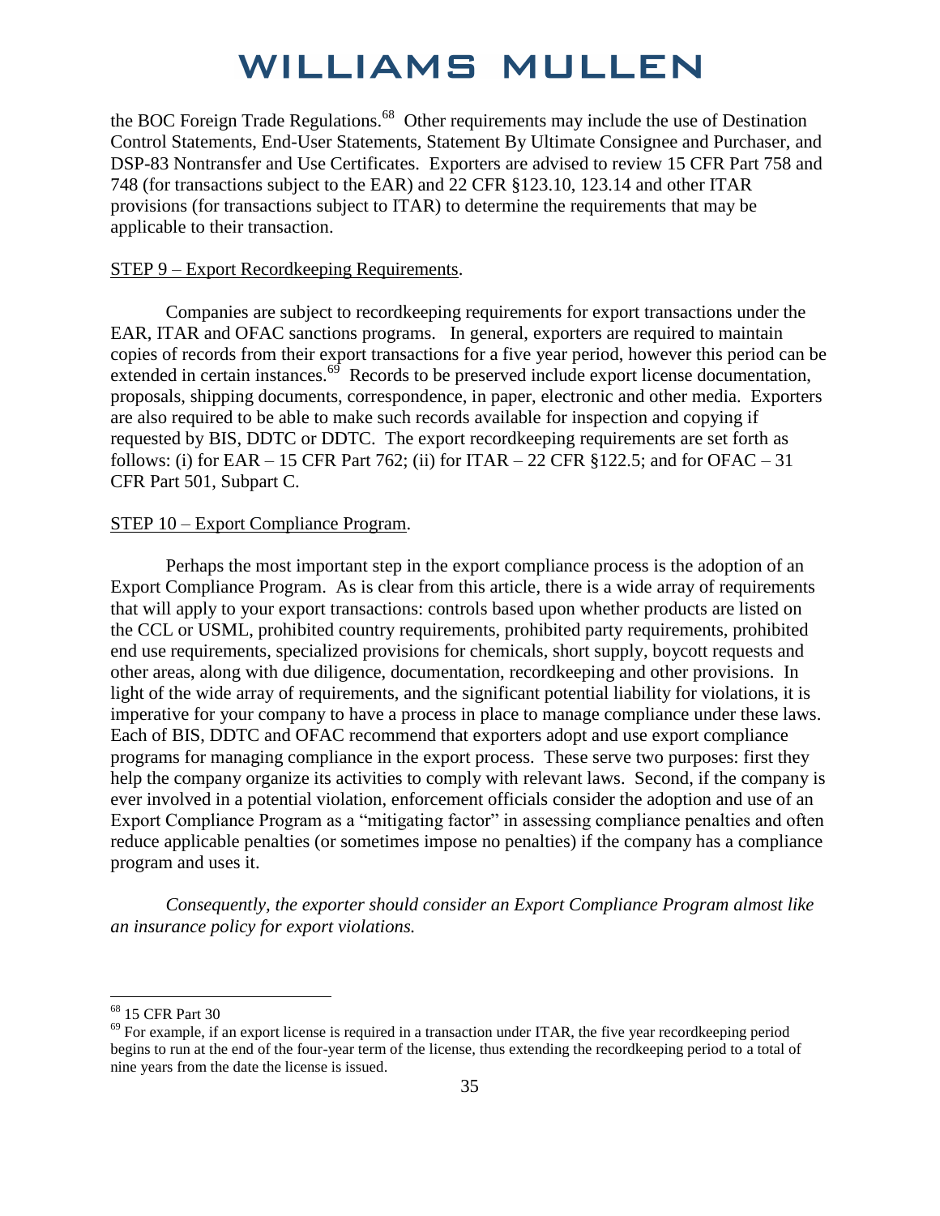the BOC Foreign Trade Regulations.[68] Other requirements may include the use of Destination Control Statements, End-User Statements, Statement By Ultimate Consignee and Purchaser, and DSP-83 Nontransfer and Use Certificates. Exporters are advised to review 15 CFR Part 758 and 748 (for transactions subject to the EAR) and 22 CFR §123.10, 123.14 and other ITAR provisions (for transactions subject to ITAR) to determine the requirements that may be applicable to their transaction.

<u>STEP 9 – Export Recordkeeping Requirements</u>.

Companies are subject to recordkeeping requirements for export transactions under the EAR, ITAR and OFAC sanctions programs. In general, exporters are required to maintain copies of records from their export transactions for a five year period, however this period can be extended in certain instances.[69] Records to be preserved include export license documentation, proposals, shipping documents, correspondence, in paper, electronic and other media. Exporters are also required to be able to make such records available for inspection and copying if requested by BIS, DDTC or DDTC. The export recordkeeping requirements are set forth as follows: (i) for EAR – 15 CFR Part 762; (ii) for ITAR – 22 CFR §122.5; and for OFAC – 31 CFR Part 501, Subpart C.

<u>STEP 10 – Export Compliance Program</u>.

Perhaps the most important step in the export compliance process is the adoption of an Export Compliance Program. As is clear from this article, there is a wide array of requirements that will apply to your export transactions: controls based upon whether products are listed on the CCL or USML, prohibited country requirements, prohibited party requirements, prohibited end use requirements, specialized provisions for chemicals, short supply, boycott requests and other areas, along with due diligence, documentation, recordkeeping and other provisions. In light of the wide array of requirements, and the significant potential liability for violations, it is imperative for your company to have a process in place to manage compliance under these laws. Each of BIS, DDTC and OFAC recommend that exporters adopt and use export compliance programs for managing compliance in the export process. These serve two purposes: first they help the company organize its activities to comply with relevant laws. Second, if the company is ever involved in a potential violation, enforcement officials consider the adoption and use of an Export Compliance Program as a "mitigating factor" in assessing compliance penalties and often reduce applicable penalties (or sometimes impose no penalties) if the company has a compliance program and uses it.

*Consequently, the exporter should consider an Export Compliance Program almost like an insurance policy for export violations.*

---

[68] 15 CFR Part 30

[69] For example, if an export license is required in a transaction under ITAR, the five year recordkeeping period begins to run at the end of the four-year term of the license, thus extending the recordkeeping period to a total of nine years from the date the license is issued.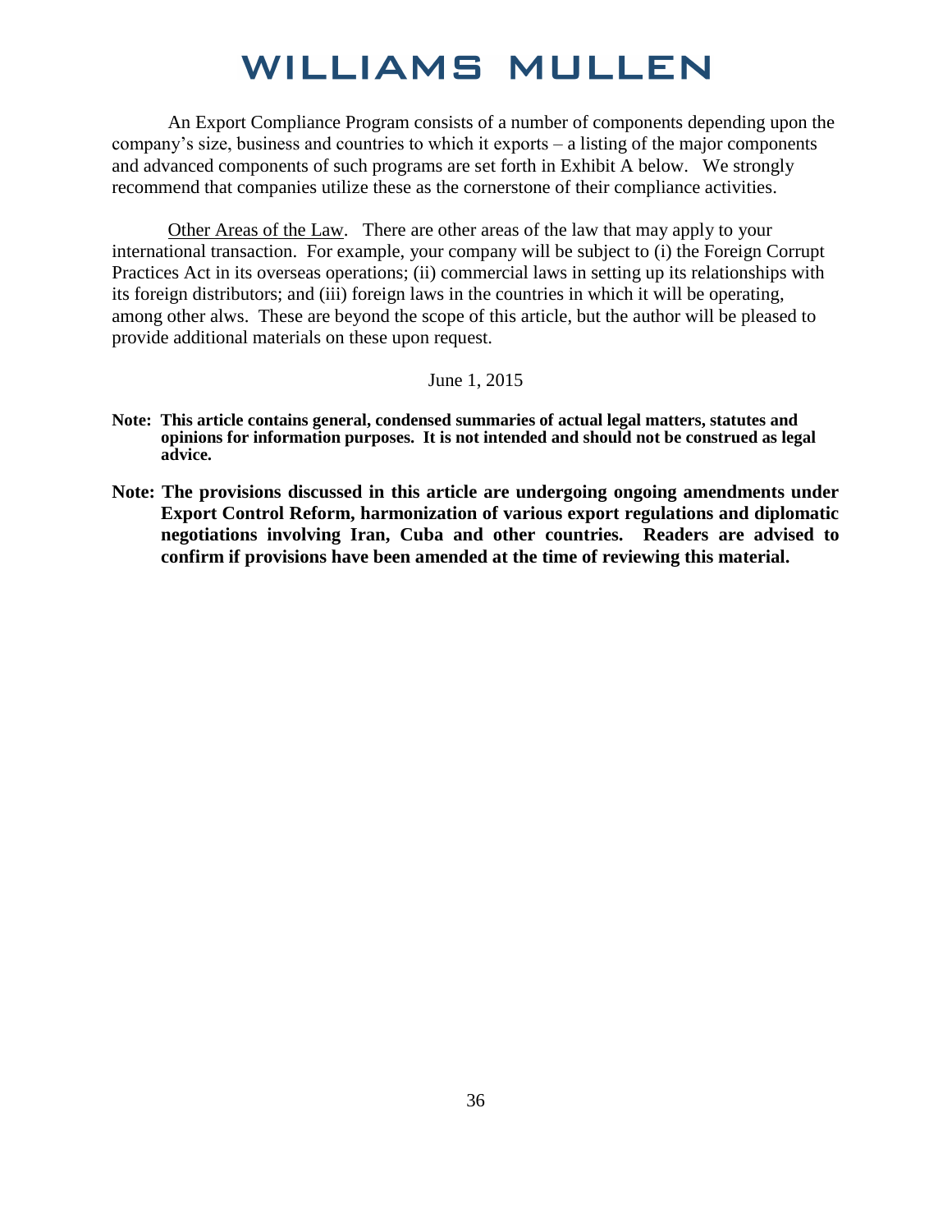An Export Compliance Program consists of a number of components depending upon the company's size, business and countries to which it exports – a listing of the major components and advanced components of such programs are set forth in Exhibit A below. We strongly recommend that companies utilize these as the cornerstone of their compliance activities.

<u>Other Areas of the Law</u>. There are other areas of the law that may apply to your international transaction. For example, your company will be subject to (i) the Foreign Corrupt Practices Act in its overseas operations; (ii) commercial laws in setting up its relationships with its foreign distributors; and (iii) foreign laws in the countries in which it will be operating, among other alws. These are beyond the scope of this article, but the author will be pleased to provide additional materials on these upon request.

June 1, 2015

**Note: This article contains general, condensed summaries of actual legal matters, statutes and opinions for information purposes. It is not intended and should not be construed as legal advice.**

**Note: The provisions discussed in this article are undergoing ongoing amendments under Export Control Reform, harmonization of various export regulations and diplomatic negotiations involving Iran, Cuba and other countries. Readers are advised to confirm if provisions have been amended at the time of reviewing this material.**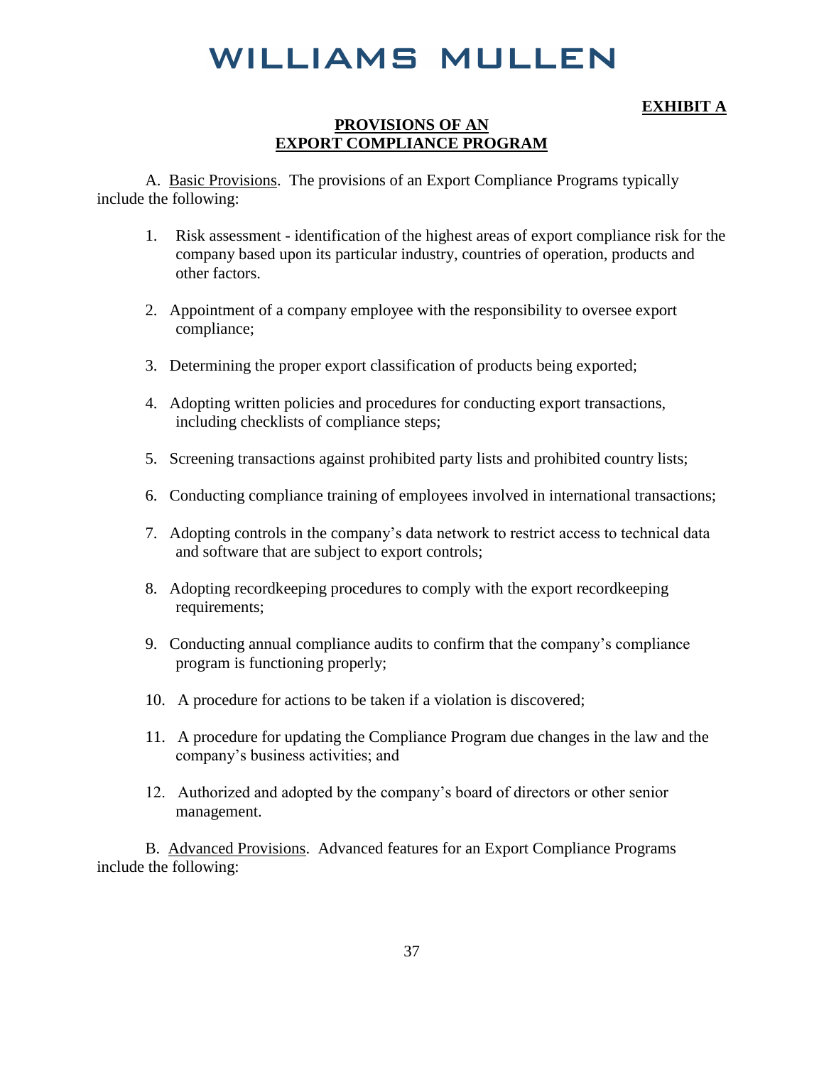**EXHIBIT A**

**PROVISIONS OF AN EXPORT COMPLIANCE PROGRAM**

A. Basic Provisions. The provisions of an Export Compliance Programs typically include the following:

1. Risk assessment - identification of the highest areas of export compliance risk for the company based upon its particular industry, countries of operation, products and other factors.

2. Appointment of a company employee with the responsibility to oversee export compliance;

3. Determining the proper export classification of products being exported;

4. Adopting written policies and procedures for conducting export transactions, including checklists of compliance steps;

5. Screening transactions against prohibited party lists and prohibited country lists;

6. Conducting compliance training of employees involved in international transactions;

7. Adopting controls in the company's data network to restrict access to technical data and software that are subject to export controls;

8. Adopting recordkeeping procedures to comply with the export recordkeeping requirements;

9. Conducting annual compliance audits to confirm that the company's compliance program is functioning properly;

10. A procedure for actions to be taken if a violation is discovered;

11. A procedure for updating the Compliance Program due changes in the law and the company's business activities; and

12. Authorized and adopted by the company's board of directors or other senior management.

B. Advanced Provisions. Advanced features for an Export Compliance Programs include the following: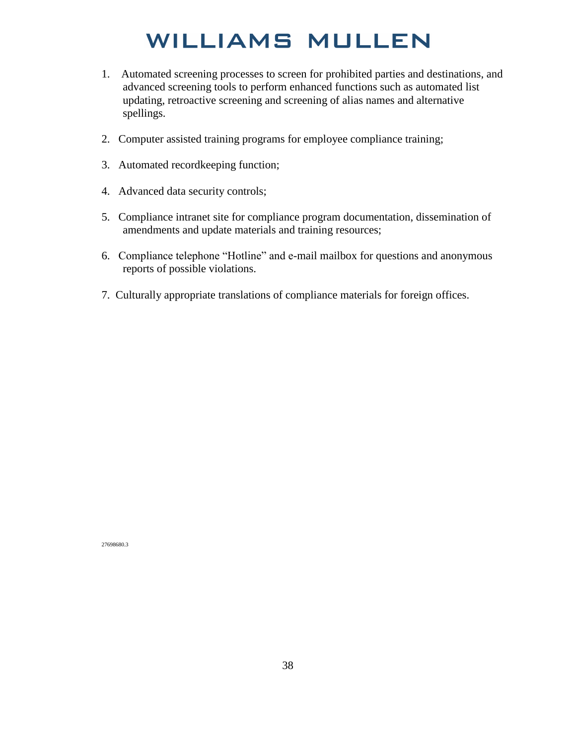1. Automated screening processes to screen for prohibited parties and destinations, and advanced screening tools to perform enhanced functions such as automated list updating, retroactive screening and screening of alias names and alternative spellings.

2. Computer assisted training programs for employee compliance training;

3. Automated recordkeeping function;

4. Advanced data security controls;

5. Compliance intranet site for compliance program documentation, dissemination of amendments and update materials and training resources;

6. Compliance telephone "Hotline" and e-mail mailbox for questions and anonymous reports of possible violations.

7. Culturally appropriate translations of compliance materials for foreign offices.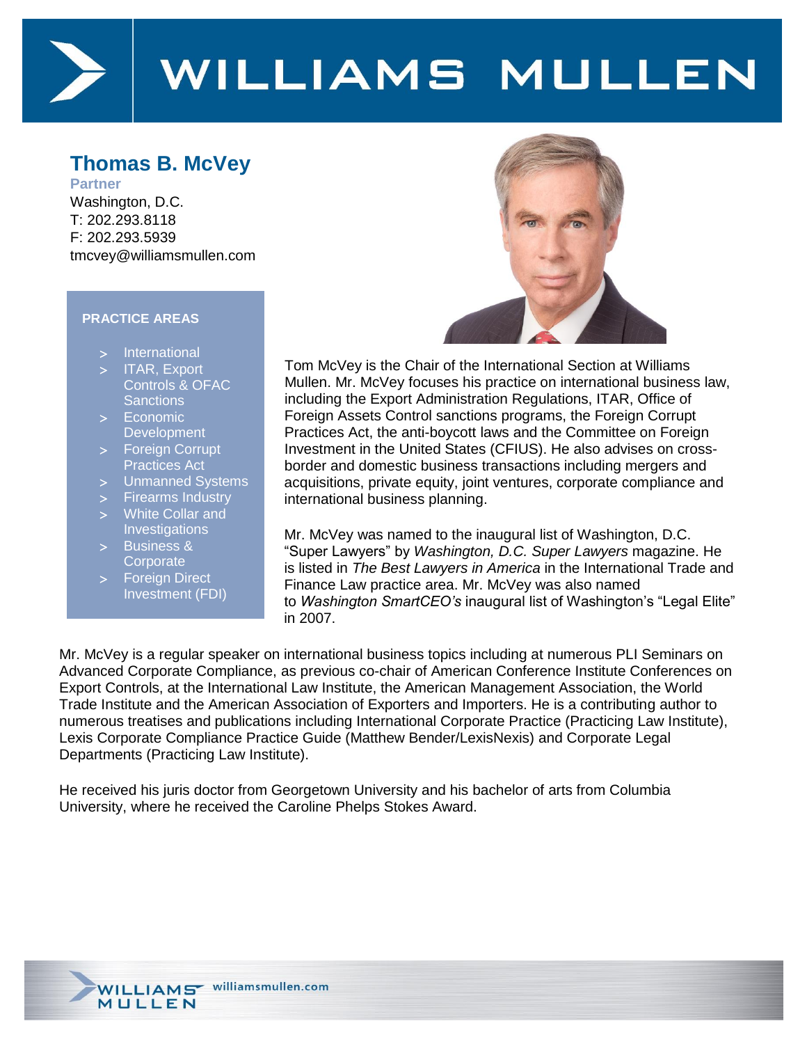# WILLIAMS MULLEN

## Thomas B. McVey

**Partner**
Washington, D.C.
T: 202.293.8118
F: 202.293.5939
tmcvey@williamsmullen.com

**PRACTICE AREAS**

- International
- ITAR, Export Controls & OFAC Sanctions
- Economic Development
- Foreign Corrupt Practices Act
- Unmanned Systems
- Firearms Industry
- White Collar and Investigations
- Business & Corporate
- Foreign Direct Investment (FDI)

Tom McVey is the Chair of the International Section at Williams Mullen. Mr. McVey focuses his practice on international business law, including the Export Administration Regulations, ITAR, Office of Foreign Assets Control sanctions programs, the Foreign Corrupt Practices Act, the anti-boycott laws and the Committee on Foreign Investment in the United States (CFIUS). He also advises on cross-border and domestic business transactions including mergers and acquisitions, private equity, joint ventures, corporate compliance and international business planning.

Mr. McVey was named to the inaugural list of Washington, D.C. "Super Lawyers" by *Washington, D.C. Super Lawyers* magazine. He is listed in *The Best Lawyers in America* in the International Trade and Finance Law practice area. Mr. McVey was also named to *Washington SmartCEO's* inaugural list of Washington's "Legal Elite" in 2007.

Mr. McVey is a regular speaker on international business topics including at numerous PLI Seminars on Advanced Corporate Compliance, as previous co-chair of American Conference Institute Conferences on Export Controls, at the International Law Institute, the American Management Association, the World Trade Institute and the American Association of Exporters and Importers. He is a contributing author to numerous treatises and publications including International Corporate Practice (Practicing Law Institute), Lexis Corporate Compliance Practice Guide (Matthew Bender/LexisNexis) and Corporate Legal Departments (Practicing Law Institute).

He received his juris doctor from Georgetown University and his bachelor of arts from Columbia University, where he received the Caroline Phelps Stokes Award.

WILLIAMS MULLEN williamsmullen.com